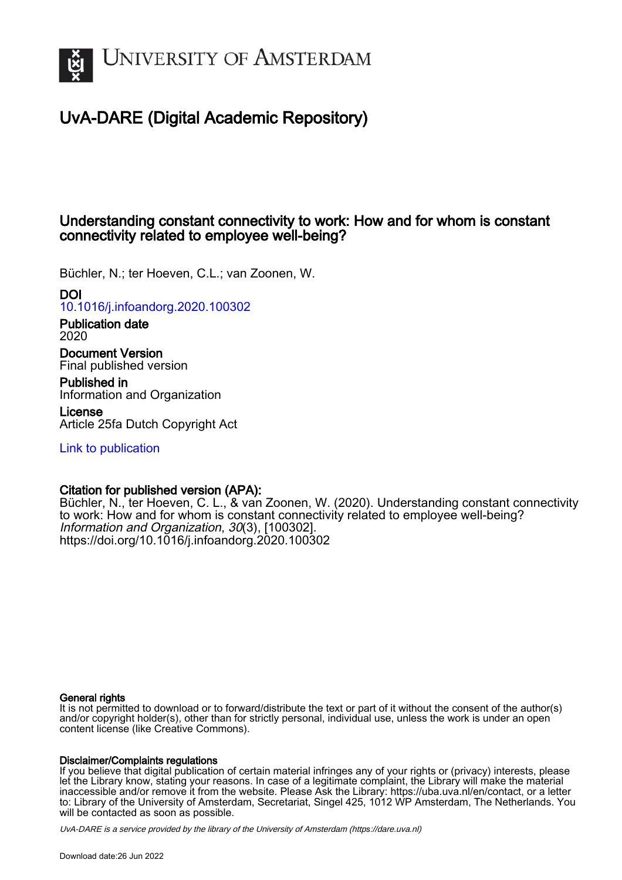University of Amsterdam

# UvA-DARE (Digital Academic Repository)

## Understanding constant connectivity to work: How and for whom is constant connectivity related to employee well-being?

Büchler, N.; ter Hoeven, C.L.; van Zoonen, W.

**DOI**
10.1016/j.infoandorg.2020.100302

**Publication date**
2020

**Document Version**
Final published version

**Published in**
Information and Organization

**License**
Article 25fa Dutch Copyright Act

Link to publication

**Citation for published version (APA):**
Büchler, N., ter Hoeven, C. L., & van Zoonen, W. (2020). Understanding constant connectivity to work: How and for whom is constant connectivity related to employee well-being? *Information and Organization*, *30*(3), [100302]. https://doi.org/10.1016/j.infoandorg.2020.100302

**General rights**
It is not permitted to download or to forward/distribute the text or part of it without the consent of the author(s) and/or copyright holder(s), other than for strictly personal, individual use, unless the work is under an open content license (like Creative Commons).

**Disclaimer/Complaints regulations**
If you believe that digital publication of certain material infringes any of your rights or (privacy) interests, please let the Library know, stating your reasons. In case of a legitimate complaint, the Library will make the material inaccessible and/or remove it from the website. Please Ask the Library: https://uba.uva.nl/en/contact, or a letter to: Library of the University of Amsterdam, Secretariat, Singel 425, 1012 WP Amsterdam, The Netherlands. You will be contacted as soon as possible.

*UvA-DARE is a service provided by the library of the University of Amsterdam (https://dare.uva.nl)*

Download date:26 Jun 2022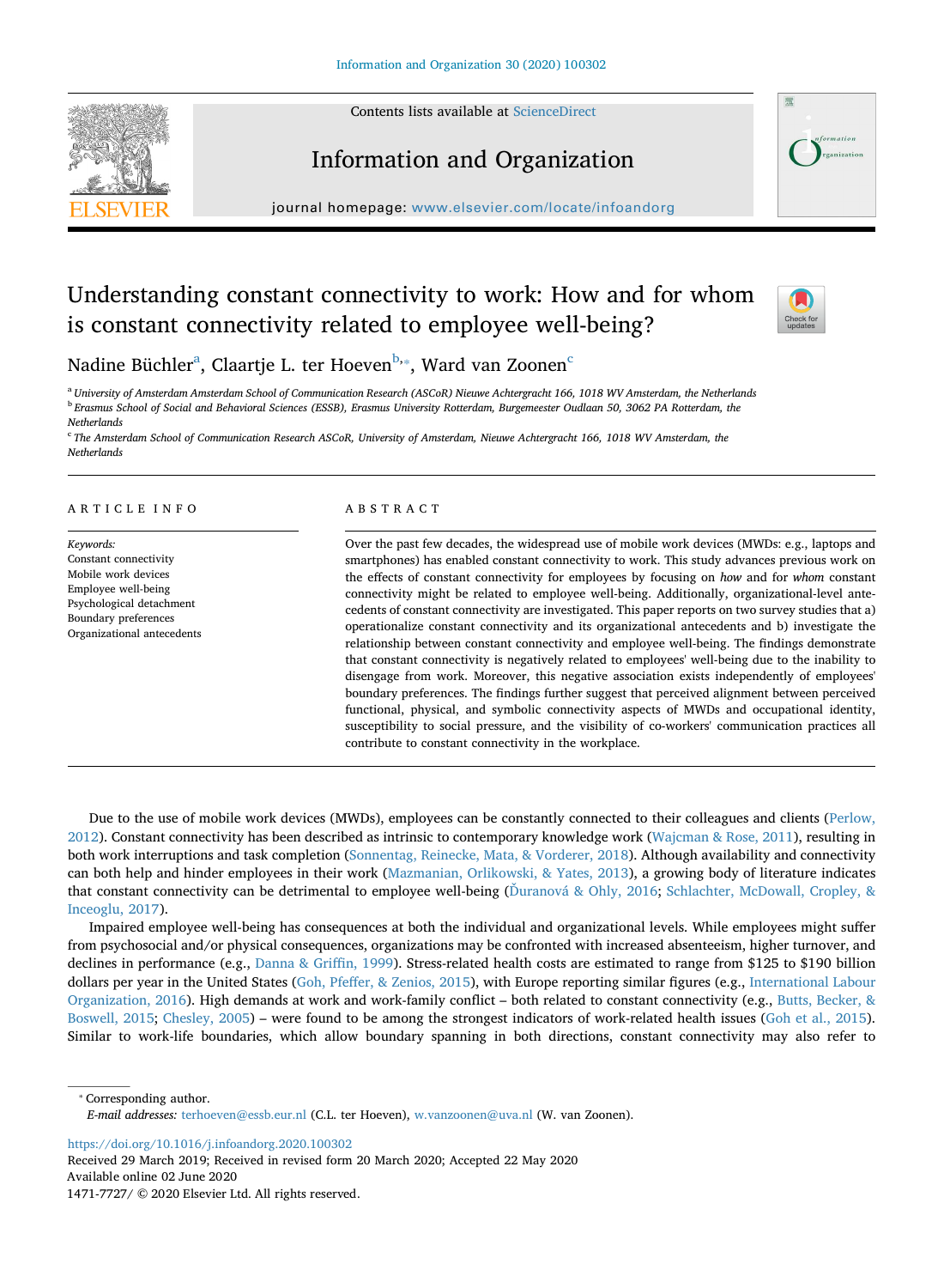# Understanding constant connectivity to work: How and for whom is constant connectivity related to employee well-being?

Nadine Büchler[a], Claartje L. ter Hoeven[b,*], Ward van Zoonen[c]

[a] University of Amsterdam Amsterdam School of Communication Research (ASCoR) Nieuwe Achtergracht 166, 1018 WV Amsterdam, the Netherlands
[b] Erasmus School of Social and Behavioral Sciences (ESSB), Erasmus University Rotterdam, Burgemeester Oudlaan 50, 3062 PA Rotterdam, the Netherlands
[c] The Amsterdam School of Communication Research ASCoR, University of Amsterdam, Nieuwe Achtergracht 166, 1018 WV Amsterdam, the Netherlands

## ARTICLE INFO

*Keywords:*
Constant connectivity
Mobile work devices
Employee well-being
Psychological detachment
Boundary preferences
Organizational antecedents

## ABSTRACT

Over the past few decades, the widespread use of mobile work devices (MWDs: e.g., laptops and smartphones) has enabled constant connectivity to work. This study advances previous work on the effects of constant connectivity for employees by focusing on *how* and for *whom* constant connectivity might be related to employee well-being. Additionally, organizational-level antecedents of constant connectivity are investigated. This paper reports on two survey studies that a) operationalize constant connectivity and its organizational antecedents and b) investigate the relationship between constant connectivity and employee well-being. The findings demonstrate that constant connectivity is negatively related to employees' well-being due to the inability to disengage from work. Moreover, this negative association exists independently of employees' boundary preferences. The findings further suggest that perceived alignment between perceived functional, physical, and symbolic connectivity aspects of MWDs and occupational identity, susceptibility to social pressure, and the visibility of co-workers' communication practices all contribute to constant connectivity in the workplace.

Due to the use of mobile work devices (MWDs), employees can be constantly connected to their colleagues and clients (Perlow, 2012). Constant connectivity has been described as intrinsic to contemporary knowledge work (Wajcman & Rose, 2011), resulting in both work interruptions and task completion (Sonnentag, Reinecke, Mata, & Vorderer, 2018). Although availability and connectivity can both help and hinder employees in their work (Mazmanian, Orlikowski, & Yates, 2013), a growing body of literature indicates that constant connectivity can be detrimental to employee well-being (Ďuranová & Ohly, 2016; Schlachter, McDowall, Cropley, & Inceoglu, 2017).

Impaired employee well-being has consequences at both the individual and organizational levels. While employees might suffer from psychosocial and/or physical consequences, organizations may be confronted with increased absenteeism, higher turnover, and declines in performance (e.g., Danna & Griffin, 1999). Stress-related health costs are estimated to range from $125 to $190 billion dollars per year in the United States (Goh, Pfeffer, & Zenios, 2015), with Europe reporting similar figures (e.g., International Labour Organization, 2016). High demands at work and work-family conflict – both related to constant connectivity (e.g., Butts, Becker, & Boswell, 2015; Chesley, 2005) – were found to be among the strongest indicators of work-related health issues (Goh et al., 2015). Similar to work-life boundaries, which allow boundary spanning in both directions, constant connectivity may also refer to

* Corresponding author.
*E-mail addresses:* terhoeven@essb.eur.nl (C.L. ter Hoeven), w.vanzoonen@uva.nl (W. van Zoonen).

https://doi.org/10.1016/j.infoandorg.2020.100302
Received 29 March 2019; Received in revised form 20 March 2020; Accepted 22 May 2020
Available online 02 June 2020
1471-7727/ © 2020 Elsevier Ltd. All rights reserved.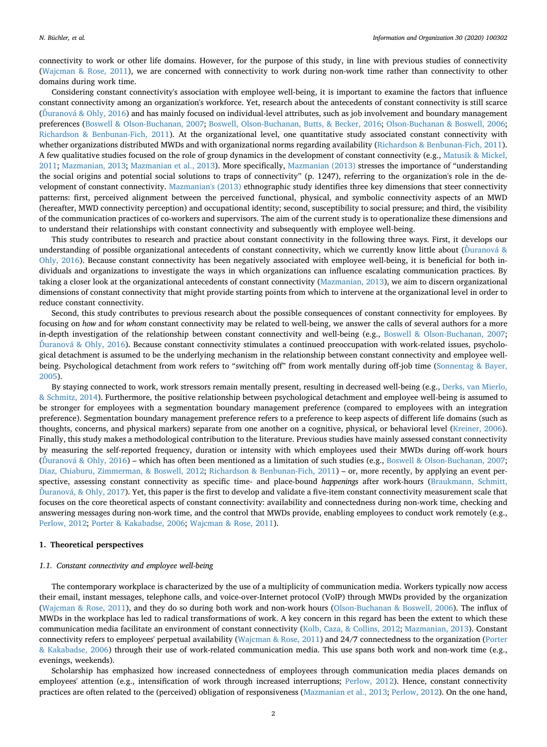connectivity to work or other life domains. However, for the purpose of this study, in line with previous studies of connectivity (Wajcman & Rose, 2011), we are concerned with connectivity to work during non-work time rather than connectivity to other domains during work time.

Considering constant connectivity's association with employee well-being, it is important to examine the factors that influence constant connectivity among an organization's workforce. Yet, research about the antecedents of constant connectivity is still scarce (Ďuranová & Ohly, 2016) and has mainly focused on individual-level attributes, such as job involvement and boundary management preferences (Boswell & Olson-Buchanan, 2007; Boswell, Olson-Buchanan, Butts, & Becker, 2016; Olson-Buchanan & Boswell, 2006; Richardson & Benbunan-Fich, 2011). At the organizational level, one quantitative study associated constant connectivity with whether organizations distributed MWDs and with organizational norms regarding availability (Richardson & Benbunan-Fich, 2011). A few qualitative studies focused on the role of group dynamics in the development of constant connectivity (e.g., Matusik & Mickel, 2011; Mazmanian, 2013; Mazmanian et al., 2013). More specifically, Mazmanian (2013) stresses the importance of "understanding the social origins and potential social solutions to traps of connectivity" (p. 1247), referring to the organization's role in the development of constant connectivity. Mazmanian's (2013) ethnographic study identifies three key dimensions that steer connectivity patterns: first, perceived alignment between the perceived functional, physical, and symbolic connectivity aspects of an MWD (hereafter, MWD connectivity perception) and occupational identity; second, susceptibility to social pressure; and third, the visibility of the communication practices of co-workers and supervisors. The aim of the current study is to operationalize these dimensions and to understand their relationships with constant connectivity and subsequently with employee well-being.

This study contributes to research and practice about constant connectivity in the following three ways. First, it develops our understanding of possible organizational antecedents of constant connectivity, which we currently know little about (Ďuranová & Ohly, 2016). Because constant connectivity has been negatively associated with employee well-being, it is beneficial for both individuals and organizations to investigate the ways in which organizations can influence escalating communication practices. By taking a closer look at the organizational antecedents of constant connectivity (Mazmanian, 2013), we aim to discern organizational dimensions of constant connectivity that might provide starting points from which to intervene at the organizational level in order to reduce constant connectivity.

Second, this study contributes to previous research about the possible consequences of constant connectivity for employees. By focusing on *how* and for *whom* constant connectivity may be related to well-being, we answer the calls of several authors for a more in-depth investigation of the relationship between constant connectivity and well-being (e.g., Boswell & Olson-Buchanan, 2007; Ďuranová & Ohly, 2016). Because constant connectivity stimulates a continued preoccupation with work-related issues, psychological detachment is assumed to be the underlying mechanism in the relationship between constant connectivity and employee well-being. Psychological detachment from work refers to "switching off" from work mentally during off-job time (Sonnentag & Bayer, 2005).

By staying connected to work, work stressors remain mentally present, resulting in decreased well-being (e.g., Derks, van Mierlo, & Schmitz, 2014). Furthermore, the positive relationship between psychological detachment and employee well-being is assumed to be stronger for employees with a segmentation boundary management preference (compared to employees with an integration preference). Segmentation boundary management preference refers to a preference to keep aspects of different life domains (such as thoughts, concerns, and physical markers) separate from one another on a cognitive, physical, or behavioral level (Kreiner, 2006). Finally, this study makes a methodological contribution to the literature. Previous studies have mainly assessed constant connectivity by measuring the self-reported frequency, duration or intensity with which employees used their MWDs during off-work hours (Ďuranová & Ohly, 2016) – which has often been mentioned as a limitation of such studies (e.g., Boswell & Olson-Buchanan, 2007; Diaz, Chiaburu, Zimmerman, & Boswell, 2012; Richardson & Benbunan-Fich, 2011) – or, more recently, by applying an event perspective, assessing constant connectivity as specific time- and place-bound *happenings* after work-hours (Braukmann, Schmitt, Ďuranová, & Ohly, 2017). Yet, this paper is the first to develop and validate a five-item constant connectivity measurement scale that focuses on the core theoretical aspects of constant connectivity: availability and connectedness during non-work time, checking and answering messages during non-work time, and the control that MWDs provide, enabling employees to conduct work remotely (e.g., Perlow, 2012; Porter & Kakabadse, 2006; Wajcman & Rose, 2011).

## 1. Theoretical perspectives

### 1.1. Constant connectivity and employee well-being

The contemporary workplace is characterized by the use of a multiplicity of communication media. Workers typically now access their email, instant messages, telephone calls, and voice-over-Internet protocol (VoIP) through MWDs provided by the organization (Wajcman & Rose, 2011), and they do so during both work and non-work hours (Olson-Buchanan & Boswell, 2006). The influx of MWDs in the workplace has led to radical transformations of work. A key concern in this regard has been the extent to which these communication media facilitate an environment of constant connectivity (Kolb, Caza, & Collins, 2012; Mazmanian, 2013). Constant connectivity refers to employees' perpetual availability (Wajcman & Rose, 2011) and 24/7 connectedness to the organization (Porter & Kakabadse, 2006) through their use of work-related communication media. This use spans both work and non-work time (e.g., evenings, weekends).

Scholarship has emphasized how increased connectedness of employees through communication media places demands on employees' attention (e.g., intensification of work through increased interruptions; Perlow, 2012). Hence, constant connectivity practices are often related to the (perceived) obligation of responsiveness (Mazmanian et al., 2013; Perlow, 2012). On the one hand,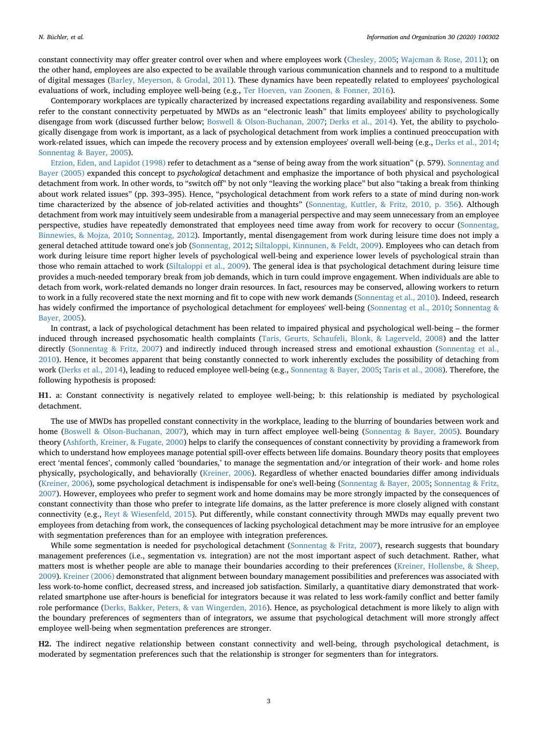constant connectivity may offer greater control over when and where employees work (Chesley, 2005; Wajcman & Rose, 2011); on the other hand, employees are also expected to be available through various communication channels and to respond to a multitude of digital messages (Barley, Meyerson, & Grodal, 2011). These dynamics have been repeatedly related to employees' psychological evaluations of work, including employee well-being (e.g., Ter Hoeven, van Zoonen, & Fonner, 2016).

Contemporary workplaces are typically characterized by increased expectations regarding availability and responsiveness. Some refer to the constant connectivity perpetuated by MWDs as an "electronic leash" that limits employees' ability to psychologically disengage from work (discussed further below; Boswell & Olson-Buchanan, 2007; Derks et al., 2014). Yet, the ability to psychologically disengage from work is important, as a lack of psychological detachment from work implies a continued preoccupation with work-related issues, which can impede the recovery process and by extension employees' overall well-being (e.g., Derks et al., 2014; Sonnentag & Bayer, 2005).

Etzion, Eden, and Lapidot (1998) refer to detachment as a "sense of being away from the work situation" (p. 579). Sonnentag and Bayer (2005) expanded this concept to *psychological* detachment and emphasize the importance of both physical and psychological detachment from work. In other words, to "switch off" by not only "leaving the working place" but also "taking a break from thinking about work related issues" (pp. 393–395). Hence, "psychological detachment from work refers to a state of mind during non-work time characterized by the absence of job-related activities and thoughts" (Sonnentag, Kuttler, & Fritz, 2010, p. 356). Although detachment from work may intuitively seem undesirable from a managerial perspective and may seem unnecessary from an employee perspective, studies have repeatedly demonstrated that employees need time away from work for recovery to occur (Sonnentag, Binnewies, & Mojza, 2010; Sonnentag, 2012). Importantly, mental disengagement from work during leisure time does not imply a general detached attitude toward one's job (Sonnentag, 2012; Siltaloppi, Kinnunen, & Feldt, 2009). Employees who can detach from work during leisure time report higher levels of psychological well-being and experience lower levels of psychological strain than those who remain attached to work (Siltaloppi et al., 2009). The general idea is that psychological detachment during leisure time provides a much-needed temporary break from job demands, which in turn could improve engagement. When individuals are able to detach from work, work-related demands no longer drain resources. In fact, resources may be conserved, allowing workers to return to work in a fully recovered state the next morning and fit to cope with new work demands (Sonnentag et al., 2010). Indeed, research has widely confirmed the importance of psychological detachment for employees' well-being (Sonnentag et al., 2010; Sonnentag & Bayer, 2005).

In contrast, a lack of psychological detachment has been related to impaired physical and psychological well-being – the former induced through increased psychosomatic health complaints (Taris, Geurts, Schaufeli, Blonk, & Lagerveld, 2008) and the latter directly (Sonnentag & Fritz, 2007) and indirectly induced through increased stress and emotional exhaustion (Sonnentag et al., 2010). Hence, it becomes apparent that being constantly connected to work inherently excludes the possibility of detaching from work (Derks et al., 2014), leading to reduced employee well-being (e.g., Sonnentag & Bayer, 2005; Taris et al., 2008). Therefore, the following hypothesis is proposed:

**H1.** a: Constant connectivity is negatively related to employee well-being; b: this relationship is mediated by psychological detachment.

The use of MWDs has propelled constant connectivity in the workplace, leading to the blurring of boundaries between work and home (Boswell & Olson-Buchanan, 2007), which may in turn affect employee well-being (Sonnentag & Bayer, 2005). Boundary theory (Ashforth, Kreiner, & Fugate, 2000) helps to clarify the consequences of constant connectivity by providing a framework from which to understand how employees manage potential spill-over effects between life domains. Boundary theory posits that employees erect 'mental fences', commonly called 'boundaries,' to manage the segmentation and/or integration of their work- and home roles physically, psychologically, and behaviorally (Kreiner, 2006). Regardless of whether enacted boundaries differ among individuals (Kreiner, 2006), some psychological detachment is indispensable for one's well-being (Sonnentag & Bayer, 2005; Sonnentag & Fritz, 2007). However, employees who prefer to segment work and home domains may be more strongly impacted by the consequences of constant connectivity than those who prefer to integrate life domains, as the latter preference is more closely aligned with constant connectivity (e.g., Reyt & Wiesenfeld, 2015). Put differently, while constant connectivity through MWDs may equally prevent two employees from detaching from work, the consequences of lacking psychological detachment may be more intrusive for an employee with segmentation preferences than for an employee with integration preferences.

While some segmentation is needed for psychological detachment (Sonnentag & Fritz, 2007), research suggests that boundary management preferences (i.e., segmentation vs. integration) are not the most important aspect of such detachment. Rather, what matters most is whether people are able to manage their boundaries according to their preferences (Kreiner, Hollensbe, & Sheep, 2009). Kreiner (2006) demonstrated that alignment between boundary management possibilities and preferences was associated with less work-to-home conflict, decreased stress, and increased job satisfaction. Similarly, a quantitative diary demonstrated that work-related smartphone use after-hours is beneficial for integrators because it was related to less work-family conflict and better family role performance (Derks, Bakker, Peters, & van Wingerden, 2016). Hence, as psychological detachment is more likely to align with the boundary preferences of segmenters than of integrators, we assume that psychological detachment will more strongly affect employee well-being when segmentation preferences are stronger.

**H2.** The indirect negative relationship between constant connectivity and well-being, through psychological detachment, is moderated by segmentation preferences such that the relationship is stronger for segmenters than for integrators.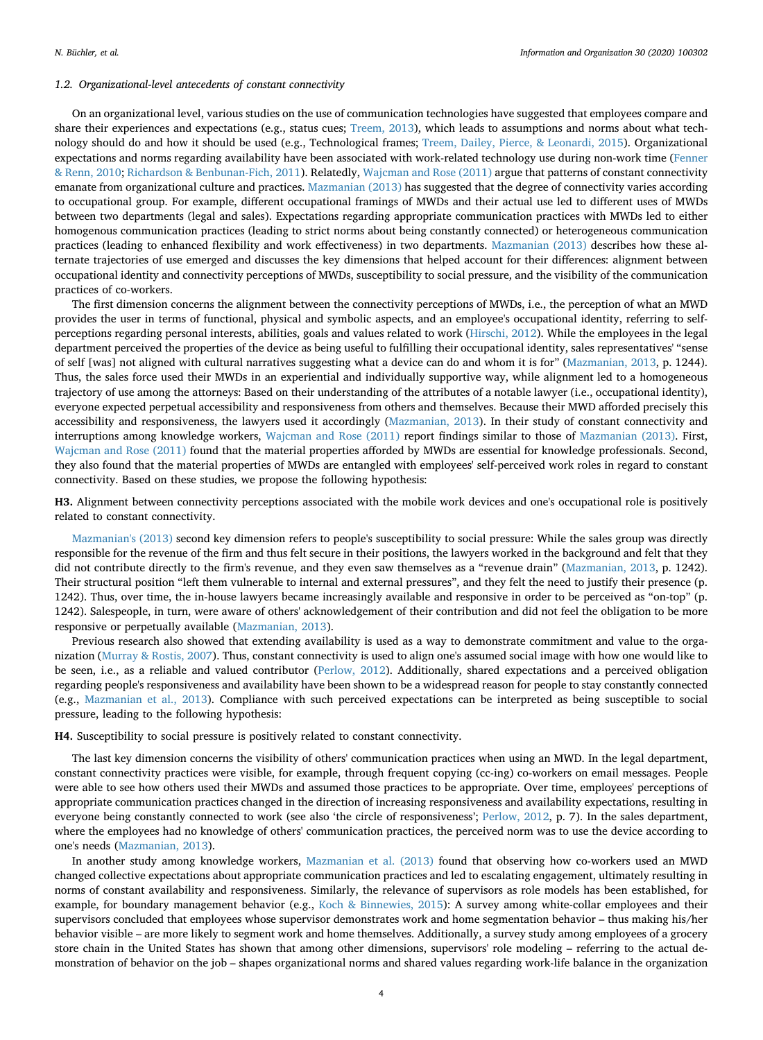### 1.2. Organizational-level antecedents of constant connectivity

On an organizational level, various studies on the use of communication technologies have suggested that employees compare and share their experiences and expectations (e.g., status cues; Treem, 2013), which leads to assumptions and norms about what technology should do and how it should be used (e.g., Technological frames; Treem, Dailey, Pierce, & Leonardi, 2015). Organizational expectations and norms regarding availability have been associated with work-related technology use during non-work time (Fenner & Renn, 2010; Richardson & Benbunan-Fich, 2011). Relatedly, Wajcman and Rose (2011) argue that patterns of constant connectivity emanate from organizational culture and practices. Mazmanian (2013) has suggested that the degree of connectivity varies according to occupational group. For example, different occupational framings of MWDs and their actual use led to different uses of MWDs between two departments (legal and sales). Expectations regarding appropriate communication practices with MWDs led to either homogenous communication practices (leading to strict norms about being constantly connected) or heterogeneous communication practices (leading to enhanced flexibility and work effectiveness) in two departments. Mazmanian (2013) describes how these alternate trajectories of use emerged and discusses the key dimensions that helped account for their differences: alignment between occupational identity and connectivity perceptions of MWDs, susceptibility to social pressure, and the visibility of the communication practices of co-workers.

The first dimension concerns the alignment between the connectivity perceptions of MWDs, i.e., the perception of what an MWD provides the user in terms of functional, physical and symbolic aspects, and an employee's occupational identity, referring to self-perceptions regarding personal interests, abilities, goals and values related to work (Hirschi, 2012). While the employees in the legal department perceived the properties of the device as being useful to fulfilling their occupational identity, sales representatives' "sense of self [was] not aligned with cultural narratives suggesting what a device can do and whom it is for" (Mazmanian, 2013, p. 1244). Thus, the sales force used their MWDs in an experiential and individually supportive way, while alignment led to a homogeneous trajectory of use among the attorneys: Based on their understanding of the attributes of a notable lawyer (i.e., occupational identity), everyone expected perpetual accessibility and responsiveness from others and themselves. Because their MWD afforded precisely this accessibility and responsiveness, the lawyers used it accordingly (Mazmanian, 2013). In their study of constant connectivity and interruptions among knowledge workers, Wajcman and Rose (2011) report findings similar to those of Mazmanian (2013). First, Wajcman and Rose (2011) found that the material properties afforded by MWDs are essential for knowledge professionals. Second, they also found that the material properties of MWDs are entangled with employees' self-perceived work roles in regard to constant connectivity. Based on these studies, we propose the following hypothesis:

**H3.** Alignment between connectivity perceptions associated with the mobile work devices and one's occupational role is positively related to constant connectivity.

Mazmanian's (2013) second key dimension refers to people's susceptibility to social pressure: While the sales group was directly responsible for the revenue of the firm and thus felt secure in their positions, the lawyers worked in the background and felt that they did not contribute directly to the firm's revenue, and they even saw themselves as a "revenue drain" (Mazmanian, 2013, p. 1242). Their structural position "left them vulnerable to internal and external pressures", and they felt the need to justify their presence (p. 1242). Thus, over time, the in-house lawyers became increasingly available and responsive in order to be perceived as "on-top" (p. 1242). Salespeople, in turn, were aware of others' acknowledgement of their contribution and did not feel the obligation to be more responsive or perpetually available (Mazmanian, 2013).

Previous research also showed that extending availability is used as a way to demonstrate commitment and value to the organization (Murray & Rostis, 2007). Thus, constant connectivity is used to align one's assumed social image with how one would like to be seen, i.e., as a reliable and valued contributor (Perlow, 2012). Additionally, shared expectations and a perceived obligation regarding people's responsiveness and availability have been shown to be a widespread reason for people to stay constantly connected (e.g., Mazmanian et al., 2013). Compliance with such perceived expectations can be interpreted as being susceptible to social pressure, leading to the following hypothesis:

**H4.** Susceptibility to social pressure is positively related to constant connectivity.

The last key dimension concerns the visibility of others' communication practices when using an MWD. In the legal department, constant connectivity practices were visible, for example, through frequent copying (cc-ing) co-workers on email messages. People were able to see how others used their MWDs and assumed those practices to be appropriate. Over time, employees' perceptions of appropriate communication practices changed in the direction of increasing responsiveness and availability expectations, resulting in everyone being constantly connected to work (see also 'the circle of responsiveness'; Perlow, 2012, p. 7). In the sales department, where the employees had no knowledge of others' communication practices, the perceived norm was to use the device according to one's needs (Mazmanian, 2013).

In another study among knowledge workers, Mazmanian et al. (2013) found that observing how co-workers used an MWD changed collective expectations about appropriate communication practices and led to escalating engagement, ultimately resulting in norms of constant availability and responsiveness. Similarly, the relevance of supervisors as role models has been established, for example, for boundary management behavior (e.g., Koch & Binnewies, 2015): A survey among white-collar employees and their supervisors concluded that employees whose supervisor demonstrates work and home segmentation behavior – thus making his/her behavior visible – are more likely to segment work and home themselves. Additionally, a survey study among employees of a grocery store chain in the United States has shown that among other dimensions, supervisors' role modeling – referring to the actual demonstration of behavior on the job – shapes organizational norms and shared values regarding work-life balance in the organization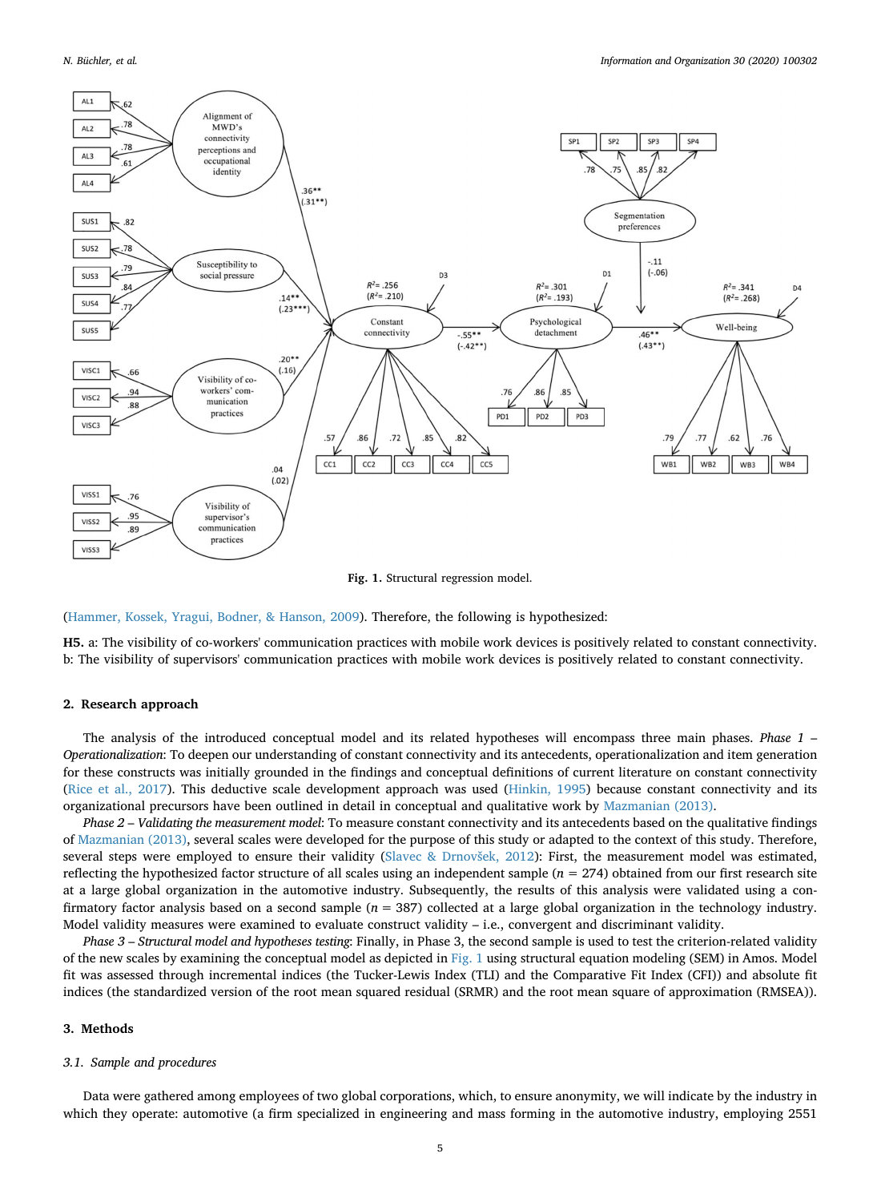**Fig. 1.** Structural regression model.

(Hammer, Kossek, Yragui, Bodner, & Hanson, 2009). Therefore, the following is hypothesized:

**H5.** a: The visibility of co-workers' communication practices with mobile work devices is positively related to constant connectivity. b: The visibility of supervisors' communication practices with mobile work devices is positively related to constant connectivity.

## 2. Research approach

The analysis of the introduced conceptual model and its related hypotheses will encompass three main phases. *Phase 1 – Operationalization*: To deepen our understanding of constant connectivity and its antecedents, operationalization and item generation for these constructs was initially grounded in the findings and conceptual definitions of current literature on constant connectivity (Rice et al., 2017). This deductive scale development approach was used (Hinkin, 1995) because constant connectivity and its organizational precursors have been outlined in detail in conceptual and qualitative work by Mazmanian (2013).

*Phase 2 – Validating the measurement model*: To measure constant connectivity and its antecedents based on the qualitative findings of Mazmanian (2013), several scales were developed for the purpose of this study or adapted to the context of this study. Therefore, several steps were employed to ensure their validity (Slavec & Drnovšek, 2012): First, the measurement model was estimated, reflecting the hypothesized factor structure of all scales using an independent sample ($n = 274$) obtained from our first research site at a large global organization in the automotive industry. Subsequently, the results of this analysis were validated using a confirmatory factor analysis based on a second sample ($n = 387$) collected at a large global organization in the technology industry. Model validity measures were examined to evaluate construct validity – i.e., convergent and discriminant validity.

*Phase 3 – Structural model and hypotheses testing*: Finally, in Phase 3, the second sample is used to test the criterion-related validity of the new scales by examining the conceptual model as depicted in Fig. 1 using structural equation modeling (SEM) in Amos. Model fit was assessed through incremental indices (the Tucker-Lewis Index (TLI) and the Comparative Fit Index (CFI)) and absolute fit indices (the standardized version of the root mean squared residual (SRMR) and the root mean square of approximation (RMSEA)).

## 3. Methods

### 3.1. Sample and procedures

Data were gathered among employees of two global corporations, which, to ensure anonymity, we will indicate by the industry in which they operate: automotive (a firm specialized in engineering and mass forming in the automotive industry, employing 2551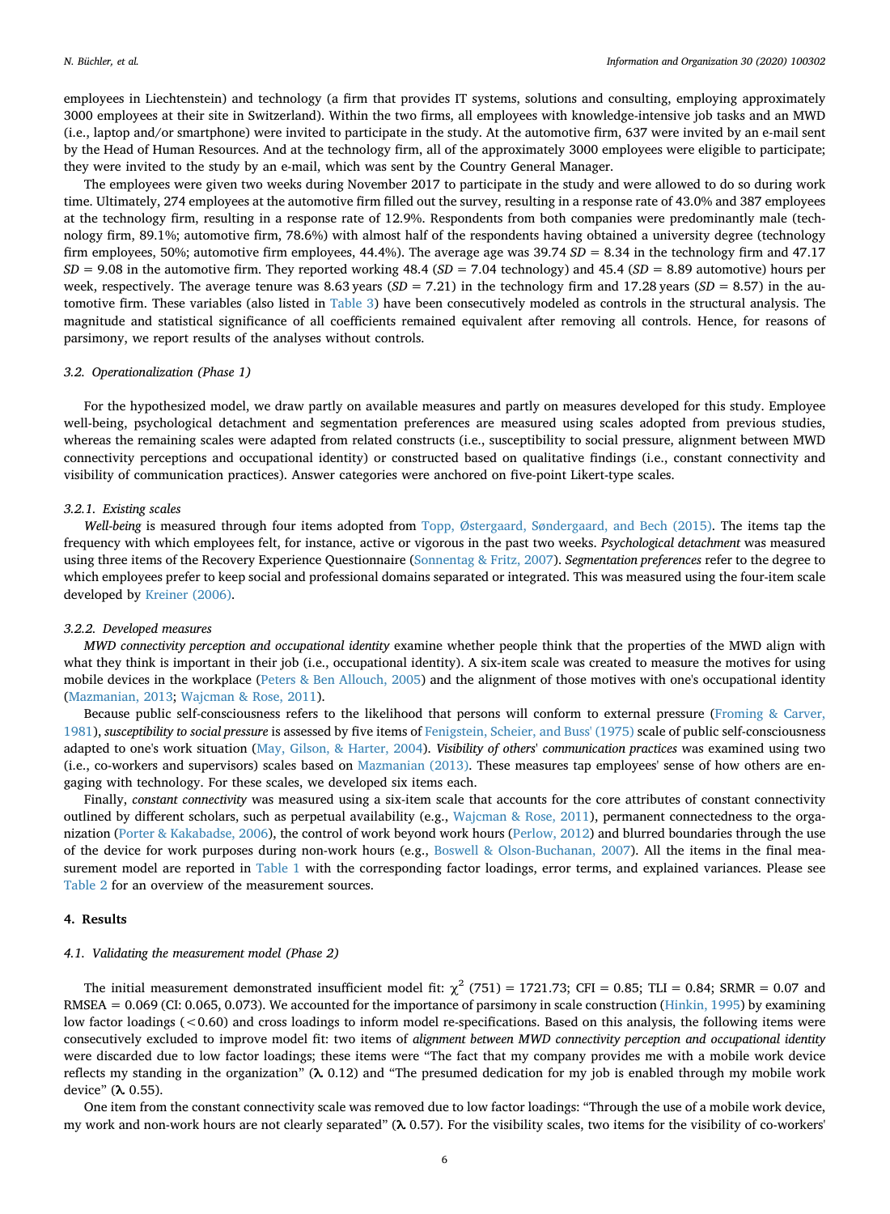employees in Liechtenstein) and technology (a firm that provides IT systems, solutions and consulting, employing approximately 3000 employees at their site in Switzerland). Within the two firms, all employees with knowledge-intensive job tasks and an MWD (i.e., laptop and/or smartphone) were invited to participate in the study. At the automotive firm, 637 were invited by an e-mail sent by the Head of Human Resources. And at the technology firm, all of the approximately 3000 employees were eligible to participate; they were invited to the study by an e-mail, which was sent by the Country General Manager.

The employees were given two weeks during November 2017 to participate in the study and were allowed to do so during work time. Ultimately, 274 employees at the automotive firm filled out the survey, resulting in a response rate of 43.0% and 387 employees at the technology firm, resulting in a response rate of 12.9%. Respondents from both companies were predominantly male (technology firm, 89.1%; automotive firm, 78.6%) with almost half of the respondents having obtained a university degree (technology firm employees, 50%; automotive firm employees, 44.4%). The average age was 39.74 *SD* = 8.34 in the technology firm and 47.17 *SD* = 9.08 in the automotive firm. They reported working 48.4 (*SD* = 7.04 technology) and 45.4 (*SD* = 8.89 automotive) hours per week, respectively. The average tenure was 8.63 years (*SD* = 7.21) in the technology firm and 17.28 years (*SD* = 8.57) in the automotive firm. These variables (also listed in Table 3) have been consecutively modeled as controls in the structural analysis. The magnitude and statistical significance of all coefficients remained equivalent after removing all controls. Hence, for reasons of parsimony, we report results of the analyses without controls.

### 3.2. Operationalization (Phase 1)

For the hypothesized model, we draw partly on available measures and partly on measures developed for this study. Employee well-being, psychological detachment and segmentation preferences are measured using scales adopted from previous studies, whereas the remaining scales were adapted from related constructs (i.e., susceptibility to social pressure, alignment between MWD connectivity perceptions and occupational identity) or constructed based on qualitative findings (i.e., constant connectivity and visibility of communication practices). Answer categories were anchored on five-point Likert-type scales.

#### 3.2.1. Existing scales

*Well-being* is measured through four items adopted from Topp, Østergaard, Søndergaard, and Bech (2015). The items tap the frequency with which employees felt, for instance, active or vigorous in the past two weeks. *Psychological detachment* was measured using three items of the Recovery Experience Questionnaire (Sonnentag & Fritz, 2007). *Segmentation preferences* refer to the degree to which employees prefer to keep social and professional domains separated or integrated. This was measured using the four-item scale developed by Kreiner (2006).

#### 3.2.2. Developed measures

*MWD connectivity perception and occupational identity* examine whether people think that the properties of the MWD align with what they think is important in their job (i.e., occupational identity). A six-item scale was created to measure the motives for using mobile devices in the workplace (Peters & Ben Allouch, 2005) and the alignment of those motives with one's occupational identity (Mazmanian, 2013; Wajcman & Rose, 2011).

Because public self-consciousness refers to the likelihood that persons will conform to external pressure (Froming & Carver, 1981), *susceptibility to social pressure* is assessed by five items of Fenigstein, Scheier, and Buss' (1975) scale of public self-consciousness adapted to one's work situation (May, Gilson, & Harter, 2004). *Visibility of others' communication practices* was examined using two (i.e., co-workers and supervisors) scales based on Mazmanian (2013). These measures tap employees' sense of how others are engaging with technology. For these scales, we developed six items each.

Finally, *constant connectivity* was measured using a six-item scale that accounts for the core attributes of constant connectivity outlined by different scholars, such as perpetual availability (e.g., Wajcman & Rose, 2011), permanent connectedness to the organization (Porter & Kakabadse, 2006), the control of work beyond work hours (Perlow, 2012) and blurred boundaries through the use of the device for work purposes during non-work hours (e.g., Boswell & Olson-Buchanan, 2007). All the items in the final measurement model are reported in Table 1 with the corresponding factor loadings, error terms, and explained variances. Please see Table 2 for an overview of the measurement sources.

## 4. Results

### 4.1. Validating the measurement model (Phase 2)

The initial measurement demonstrated insufficient model fit: $\chi^2$ (751) = 1721.73; CFI = 0.85; TLI = 0.84; SRMR = 0.07 and RMSEA = 0.069 (CI: 0.065, 0.073). We accounted for the importance of parsimony in scale construction (Hinkin, 1995) by examining low factor loadings (<0.60) and cross loadings to inform model re-specifications. Based on this analysis, the following items were consecutively excluded to improve model fit: two items of *alignment between MWD connectivity perception and occupational identity* were discarded due to low factor loadings; these items were "The fact that my company provides me with a mobile work device reflects my standing in the organization" ($\lambda$ 0.12) and "The presumed dedication for my job is enabled through my mobile work device" ($\lambda$ 0.55).

One item from the constant connectivity scale was removed due to low factor loadings: "Through the use of a mobile work device, my work and non-work hours are not clearly separated" ($\lambda$ 0.57). For the visibility scales, two items for the visibility of co-workers'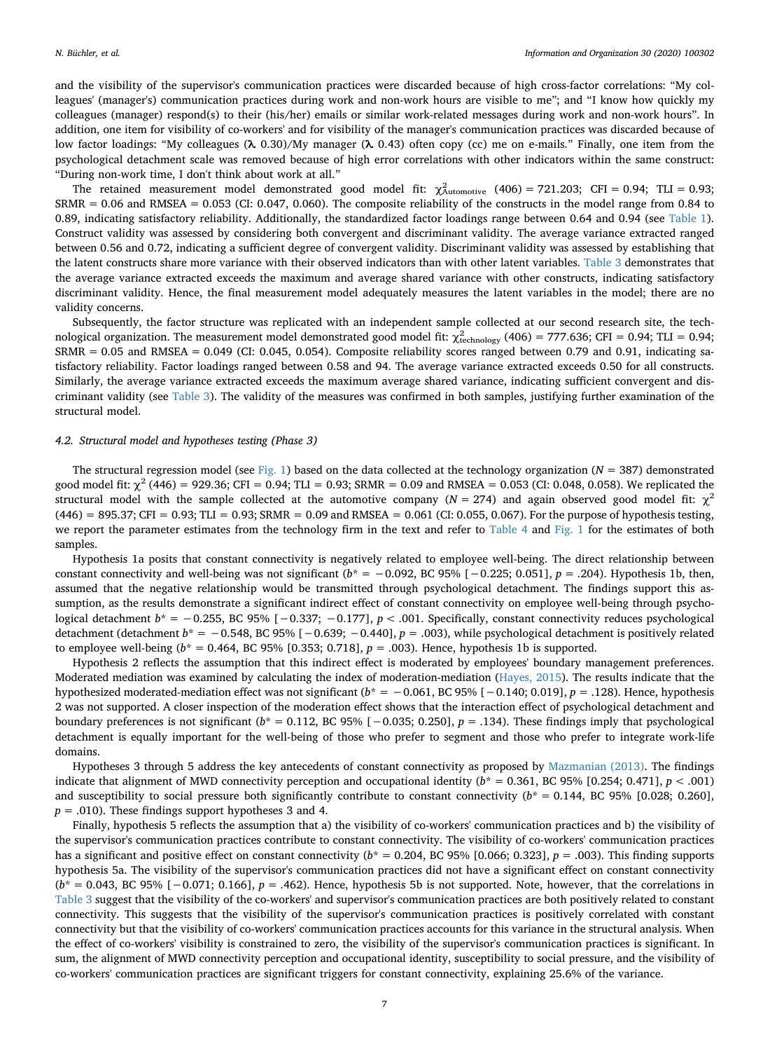and the visibility of the supervisor's communication practices were discarded because of high cross-factor correlations: "My colleagues' (manager's) communication practices during work and non-work hours are visible to me"; and "I know how quickly my colleagues (manager) respond(s) to their (his/her) emails or similar work-related messages during work and non-work hours". In addition, one item for visibility of co-workers' and for visibility of the manager's communication practices was discarded because of low factor loadings: "My colleagues (λ 0.30)/My manager (λ 0.43) often copy (cc) me on e-mails." Finally, one item from the psychological detachment scale was removed because of high error correlations with other indicators within the same construct: "During non-work time, I don't think about work at all."

The retained measurement model demonstrated good model fit: $\chi^2_{\text{Automotive}}$ (406) = 721.203; CFI = 0.94; TLI = 0.93; SRMR = 0.06 and RMSEA = 0.053 (CI: 0.047, 0.060). The composite reliability of the constructs in the model range from 0.84 to 0.89, indicating satisfactory reliability. Additionally, the standardized factor loadings range between 0.64 and 0.94 (see Table 1). Construct validity was assessed by considering both convergent and discriminant validity. The average variance extracted ranged between 0.56 and 0.72, indicating a sufficient degree of convergent validity. Discriminant validity was assessed by establishing that the latent constructs share more variance with their observed indicators than with other latent variables. Table 3 demonstrates that the average variance extracted exceeds the maximum and average shared variance with other constructs, indicating satisfactory discriminant validity. Hence, the final measurement model adequately measures the latent variables in the model; there are no validity concerns.

Subsequently, the factor structure was replicated with an independent sample collected at our second research site, the technological organization. The measurement model demonstrated good model fit: $\chi^2_{\text{technology}}$ (406) = 777.636; CFI = 0.94; TLI = 0.94; SRMR = 0.05 and RMSEA = 0.049 (CI: 0.045, 0.054). Composite reliability scores ranged between 0.79 and 0.91, indicating satisfactory reliability. Factor loadings ranged between 0.58 and 94. The average variance extracted exceeds 0.50 for all constructs. Similarly, the average variance extracted exceeds the maximum average shared variance, indicating sufficient convergent and discriminant validity (see Table 3). The validity of the measures was confirmed in both samples, justifying further examination of the structural model.

### 4.2. Structural model and hypotheses testing (Phase 3)

The structural regression model (see Fig. 1) based on the data collected at the technology organization ($N = 387$) demonstrated good model fit: $\chi^2$ (446) = 929.36; CFI = 0.94; TLI = 0.93; SRMR = 0.09 and RMSEA = 0.053 (CI: 0.048, 0.058). We replicated the structural model with the sample collected at the automotive company ($N = 274$) and again observed good model fit: $\chi^2$ (446) = 895.37; CFI = 0.93; TLI = 0.93; SRMR = 0.09 and RMSEA = 0.061 (CI: 0.055, 0.067). For the purpose of hypothesis testing, we report the parameter estimates from the technology firm in the text and refer to Table 4 and Fig. 1 for the estimates of both samples.

Hypothesis 1a posits that constant connectivity is negatively related to employee well-being. The direct relationship between constant connectivity and well-being was not significant ($b^* = -0.092$, BC 95% [−0.225; 0.051], $p = .204$). Hypothesis 1b, then, assumed that the negative relationship would be transmitted through psychological detachment. The findings support this assumption, as the results demonstrate a significant indirect effect of constant connectivity on employee well-being through psychological detachment $b^* = -0.255$, BC 95% [−0.337; −0.177], $p < .001$. Specifically, constant connectivity reduces psychological detachment (detachment $b^* = -0.548$, BC 95% [−0.639; −0.440], $p = .003$), while psychological detachment is positively related to employee well-being ($b^* = 0.464$, BC 95% [0.353; 0.718], $p = .003$). Hence, hypothesis 1b is supported.

Hypothesis 2 reflects the assumption that this indirect effect is moderated by employees' boundary management preferences. Moderated mediation was examined by calculating the index of moderation-mediation (Hayes, 2015). The results indicate that the hypothesized moderated-mediation effect was not significant ($b^* = -0.061$, BC 95% [−0.140; 0.019], $p = .128$). Hence, hypothesis 2 was not supported. A closer inspection of the moderation effect shows that the interaction effect of psychological detachment and boundary preferences is not significant ($b^* = 0.112$, BC 95% [−0.035; 0.250], $p = .134$). These findings imply that psychological detachment is equally important for the well-being of those who prefer to segment and those who prefer to integrate work-life domains.

Hypotheses 3 through 5 address the key antecedents of constant connectivity as proposed by Mazmanian (2013). The findings indicate that alignment of MWD connectivity perception and occupational identity ($b^* = 0.361$, BC 95% [0.254; 0.471], $p < .001$) and susceptibility to social pressure both significantly contribute to constant connectivity ($b^* = 0.144$, BC 95% [0.028; 0.260], $p = .010$). These findings support hypotheses 3 and 4.

Finally, hypothesis 5 reflects the assumption that a) the visibility of co-workers' communication practices and b) the visibility of the supervisor's communication practices contribute to constant connectivity. The visibility of co-workers' communication practices has a significant and positive effect on constant connectivity ($b^* = 0.204$, BC 95% [0.066; 0.323], $p = .003$). This finding supports hypothesis 5a. The visibility of the supervisor's communication practices did not have a significant effect on constant connectivity ($b^* = 0.043$, BC 95% [−0.071; 0.166], $p = .462$). Hence, hypothesis 5b is not supported. Note, however, that the correlations in Table 3 suggest that the visibility of the co-workers' and supervisor's communication practices are both positively related to constant connectivity. This suggests that the visibility of the supervisor's communication practices is positively correlated with constant connectivity but that the visibility of co-workers' communication practices accounts for this variance in the structural analysis. When the effect of co-workers' visibility is constrained to zero, the visibility of the supervisor's communication practices is significant. In sum, the alignment of MWD connectivity perception and occupational identity, susceptibility to social pressure, and the visibility of co-workers' communication practices are significant triggers for constant connectivity, explaining 25.6% of the variance.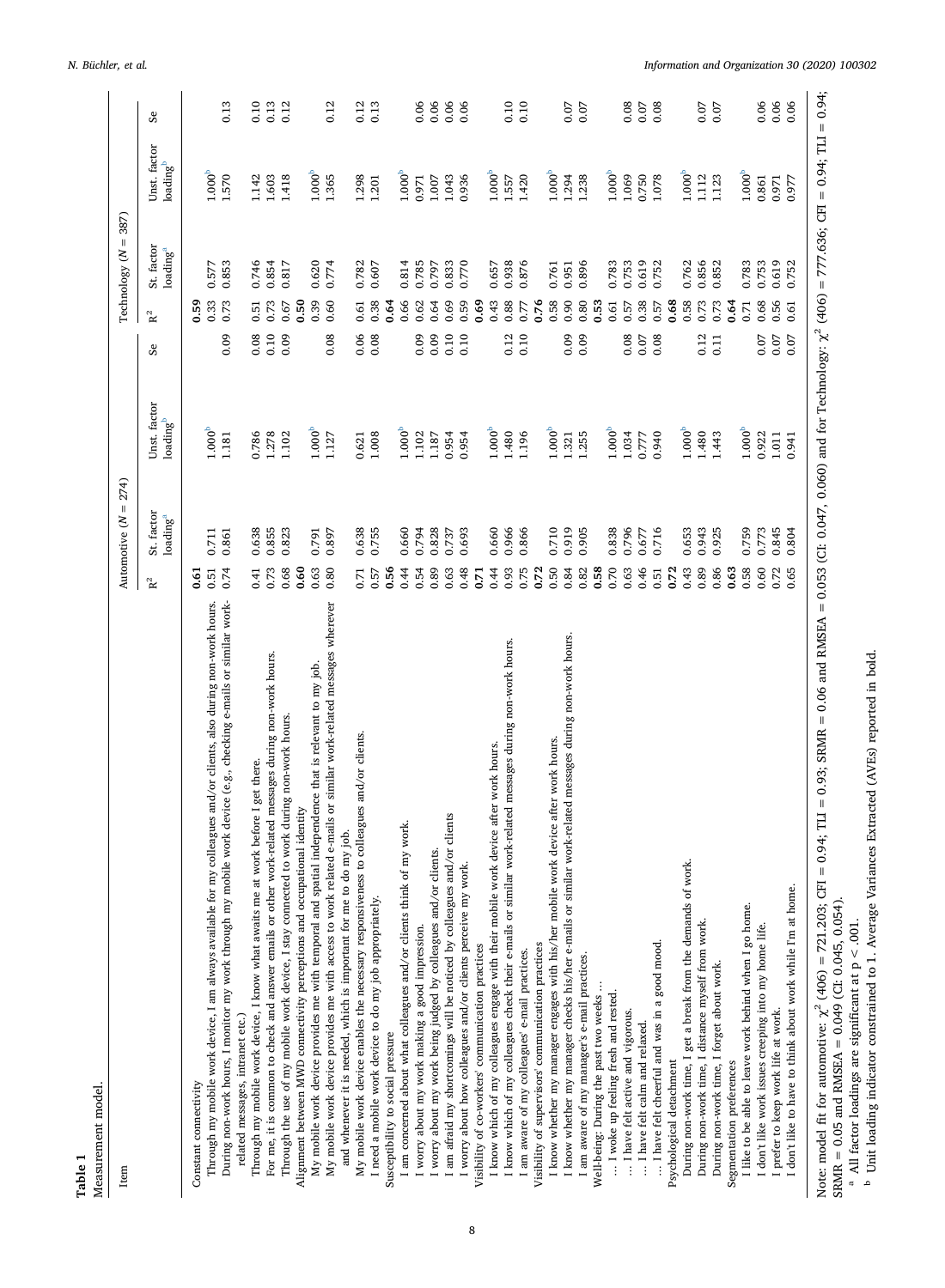**Table 1**

Measurement model.

| Item | Automotive ($N$ = 274) | | | | Technology ($N$ = 387) | | | |
|---|---|---|---|---|---|---|---|---|
| | $R^2$ | St. factor loading[a] | Unst. factor loading[b] | Se | $R^2$ | St. factor loading[a] | Unst. factor loading[b] | Se |
| Constant connectivity | **0.61** | | | | **0.59** | | | |
| Through my mobile work device, I am always available for my colleagues and/or clients, also during non-work hours. | 0.51 | 0.711 | 1.000[b] | | 0.33 | 0.577 | 1.000[b] | |
| During non-work hours, I monitor my work through my mobile work device (e.g., checking e-mails or similar work-related messages, intranet etc.) | 0.74 | 0.861 | 1.181 | 0.09 | 0.73 | 0.853 | 1.570 | 0.13 |
| Through my mobile work device, I know what awaits me at work before I get there. | 0.41 | 0.638 | 0.786 | 0.08 | 0.51 | 0.746 | 1.142 | 0.10 |
| For me, it is common to check and answer emails or other work-related messages during non-work hours. | 0.73 | 0.855 | 1.278 | 0.10 | 0.73 | 0.854 | 1.603 | 0.13 |
| Through the use of my mobile work device, I stay connected to work during non-work hours. | 0.68 | 0.823 | 1.102 | 0.09 | 0.67 | 0.817 | 1.418 | 0.12 |
| Alignment between MWD connectivity perceptions and occupational identity | **0.60** | | | | **0.50** | | | |
| My mobile work device provides me with temporal and spatial independence that is relevant to my job. | 0.63 | 0.791 | 1.000[b] | | 0.39 | 0.620 | 1.000[b] | |
| My mobile work device provides me with access to work related e-mails or similar work-related messages wherever and whenever it is needed, which is important for me to do my job. | 0.80 | 0.897 | 1.127 | 0.08 | 0.60 | 0.774 | 1.365 | 0.12 |
| My mobile work device enables the necessary responsiveness to colleagues and/or clients. | 0.71 | 0.638 | 0.621 | 0.06 | 0.61 | 0.782 | 1.298 | 0.12 |
| I need a mobile work device to do my job appropriately. | 0.57 | 0.755 | 1.008 | 0.08 | 0.38 | 0.607 | 1.201 | 0.13 |
| Susceptibility to social pressure | **0.56** | | | | **0.64** | | | |
| I am concerned about what colleagues and/or clients think of my work. | 0.44 | 0.660 | 1.000[b] | | 0.66 | 0.814 | 1.000[b] | |
| I worry about my work making a good impression. | 0.54 | 0.794 | 1.102 | 0.09 | 0.62 | 0.785 | 0.971 | 0.06 |
| I worry about my work being judged by colleagues and/or clients. | 0.89 | 0.828 | 1.187 | 0.09 | 0.64 | 0.797 | 1.007 | 0.06 |
| I am afraid my shortcomings will be noticed by colleagues and/or clients | 0.63 | 0.737 | 0.954 | 0.10 | 0.69 | 0.833 | 1.043 | 0.06 |
| I worry about how colleagues and/or clients perceive my work. | 0.48 | 0.693 | 0.954 | 0.10 | 0.59 | 0.770 | 0.936 | 0.06 |
| Visibility of co-workers' communication practices | **0.71** | | | | **0.69** | | | |
| I know which of my colleagues engage with their mobile work device after work hours. | 0.44 | 0.660 | 1.000[b] | | 0.43 | 0.657 | 1.000[b] | |
| I know which of my colleagues check their e-mails or similar work-related messages during non-work hours. | 0.93 | 0.966 | 1.480 | 0.12 | 0.88 | 0.938 | 1.557 | 0.10 |
| I am aware of my colleagues' e-mail practices. | 0.75 | 0.866 | 1.196 | 0.10 | 0.77 | 0.876 | 1.420 | 0.10 |
| Visibility of supervisors' communication practices | **0.72** | | | | **0.76** | | | |
| I know whether my manager engages with his/her mobile work device after work hours. | 0.50 | 0.710 | 1.000[b] | | 0.58 | 0.761 | 1.000[b] | |
| I know whether my manager checks his/her e-mails or similar work-related messages during non-work hours. | 0.84 | 0.919 | 1.321 | 0.09 | 0.90 | 0.951 | 1.294 | 0.07 |
| I am aware of my manager's e-mail practices. | 0.82 | 0.905 | 1.255 | 0.09 | 0.80 | 0.896 | 1.238 | 0.07 |
| Well-being: During the past two weeks … | **0.58** | | | | **0.53** | | | |
| … I woke up feeling fresh and rested. | 0.70 | 0.838 | 1.000[b] | | 0.61 | 0.783 | 1.000[b] | |
| … I have felt active and vigorous. | 0.63 | 0.796 | 1.034 | 0.08 | 0.57 | 0.753 | 1.069 | 0.08 |
| … I have felt calm and relaxed. | 0.46 | 0.677 | 0.777 | 0.07 | 0.38 | 0.619 | 0.750 | 0.07 |
| … I have felt cheerful and was in a good mood. | 0.51 | 0.716 | 0.940 | 0.08 | 0.57 | 0.752 | 1.078 | 0.08 |
| Psychological detachment | **0.72** | | | | **0.68** | | | |
| During non-work time, I get a break from the demands of work. | 0.43 | 0.653 | 1.000[b] | | 0.58 | 0.762 | 1.000[b] | |
| During non-work time, I distance myself from work. | 0.89 | 0.943 | 1.480 | 0.12 | 0.73 | 0.856 | 1.112 | 0.07 |
| During non-work time, I forget about work. | 0.86 | 0.925 | 1.443 | 0.11 | 0.73 | 0.852 | 1.123 | 0.07 |
| Segmentation preferences | **0.63** | | | | **0.64** | | | |
| I like to be able to leave work behind when I go home. | 0.58 | 0.759 | 1.000[b] | | 0.71 | 0.783 | 1.000[b] | |
| I don't like work issues creeping into my home life. | 0.60 | 0.773 | 0.922 | 0.07 | 0.68 | 0.753 | 0.861 | 0.06 |
| I prefer to keep work life at work. | 0.72 | 0.845 | 1.011 | 0.07 | 0.56 | 0.619 | 0.971 | 0.06 |
| I don't like to have to think about work while I'm at home. | 0.65 | 0.804 | 0.941 | 0.07 | 0.61 | 0.752 | 0.977 | 0.06 |

Note: model fit for automotive: $\chi^2$ (406) = 721.203; CFI = 0.94; TLI = 0.93; SRMR = 0.06 and RMSEA = 0.053 (CI: 0.047, 0.060) and for Technology: $\chi^2$ (406) = 777.636; CFI = 0.94; TLI = 0.94; SRMR = 0.05 and RMSEA = 0.049 (CI: 0.045, 0.054).

[a] All factor loadings are significant at $p < .001$.

[b] Unit loading indicator constrained to 1. Average Variances Extracted (AVEs) reported in bold.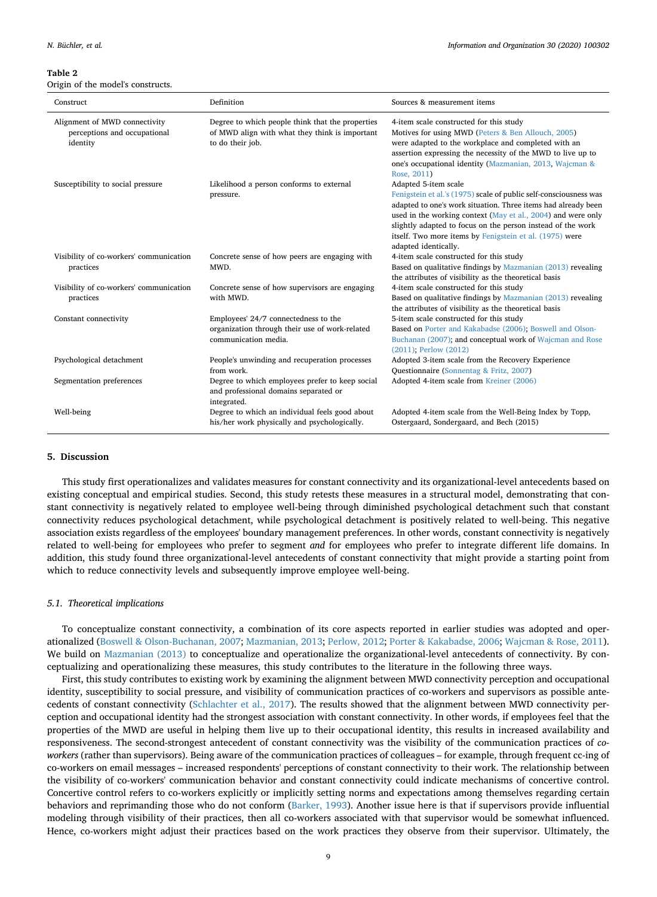**Table 2**
Origin of the model's constructs.

| Construct | Definition | Sources & measurement items |
|---|---|---|
| Alignment of MWD connectivity perceptions and occupational identity | Degree to which people think that the properties of MWD align with what they think is important to do their job. | 4-item scale constructed for this study<br>Motives for using MWD (Peters & Ben Allouch, 2005) were adapted to the workplace and completed with an assertion expressing the necessity of the MWD to live up to one's occupational identity (Mazmanian, 2013, Wajcman & Rose, 2011) |
| Susceptibility to social pressure | Likelihood a person conforms to external pressure. | Adapted 5-item scale<br>Fenigstein et al.'s (1975) scale of public self-consciousness was adapted to one's work situation. Three items had already been used in the working context (May et al., 2004) and were only slightly adapted to focus on the person instead of the work itself. Two more items by Fenigstein et al. (1975) were adapted identically. |
| Visibility of co-workers' communication practices | Concrete sense of how peers are engaging with MWD. | 4-item scale constructed for this study<br>Based on qualitative findings by Mazmanian (2013) revealing the attributes of visibility as the theoretical basis |
| Visibility of co-workers' communication practices | Concrete sense of how supervisors are engaging with MWD. | 4-item scale constructed for this study<br>Based on qualitative findings by Mazmanian (2013) revealing the attributes of visibility as the theoretical basis |
| Constant connectivity | Employees' 24/7 connectedness to the organization through their use of work-related communication media. | 5-item scale constructed for this study<br>Based on Porter and Kakabadse (2006); Boswell and Olson-Buchanan (2007); and conceptual work of Wajcman and Rose (2011); Perlow (2012) |
| Psychological detachment | People's unwinding and recuperation processes from work. | Adopted 3-item scale from the Recovery Experience Questionnaire (Sonnentag & Fritz, 2007) |
| Segmentation preferences | Degree to which employees prefer to keep social and professional domains separated or integrated. | Adopted 4-item scale from Kreiner (2006) |
| Well-being | Degree to which an individual feels good about his/her work physically and psychologically. | Adopted 4-item scale from the Well-Being Index by Topp, Ostergaard, Sondergaard, and Bech (2015) |

## 5. Discussion

This study first operationalizes and validates measures for constant connectivity and its organizational-level antecedents based on existing conceptual and empirical studies. Second, this study retests these measures in a structural model, demonstrating that constant connectivity is negatively related to employee well-being through diminished psychological detachment such that constant connectivity reduces psychological detachment, while psychological detachment is positively related to well-being. This negative association exists regardless of the employees' boundary management preferences. In other words, constant connectivity is negatively related to well-being for employees who prefer to segment *and* for employees who prefer to integrate different life domains. In addition, this study found three organizational-level antecedents of constant connectivity that might provide a starting point from which to reduce connectivity levels and subsequently improve employee well-being.

### 5.1. Theoretical implications

To conceptualize constant connectivity, a combination of its core aspects reported in earlier studies was adopted and operationalized (Boswell & Olson-Buchanan, 2007; Mazmanian, 2013; Perlow, 2012; Porter & Kakabadse, 2006; Wajcman & Rose, 2011). We build on Mazmanian (2013) to conceptualize and operationalize the organizational-level antecedents of connectivity. By conceptualizing and operationalizing these measures, this study contributes to the literature in the following three ways.

First, this study contributes to existing work by examining the alignment between MWD connectivity perception and occupational identity, susceptibility to social pressure, and visibility of communication practices of co-workers and supervisors as possible antecedents of constant connectivity (Schlachter et al., 2017). The results showed that the alignment between MWD connectivity perception and occupational identity had the strongest association with constant connectivity. In other words, if employees feel that the properties of the MWD are useful in helping them live up to their occupational identity, this results in increased availability and responsiveness. The second-strongest antecedent of constant connectivity was the visibility of the communication practices of *co-workers* (rather than supervisors). Being aware of the communication practices of colleagues – for example, through frequent cc-ing of co-workers on email messages – increased respondents' perceptions of constant connectivity to their work. The relationship between the visibility of co-workers' communication behavior and constant connectivity could indicate mechanisms of concertive control. Concertive control refers to co-workers explicitly or implicitly setting norms and expectations among themselves regarding certain behaviors and reprimanding those who do not conform (Barker, 1993). Another issue here is that if supervisors provide influential modeling through visibility of their practices, then all co-workers associated with that supervisor would be somewhat influenced. Hence, co-workers might adjust their practices based on the work practices they observe from their supervisor. Ultimately, the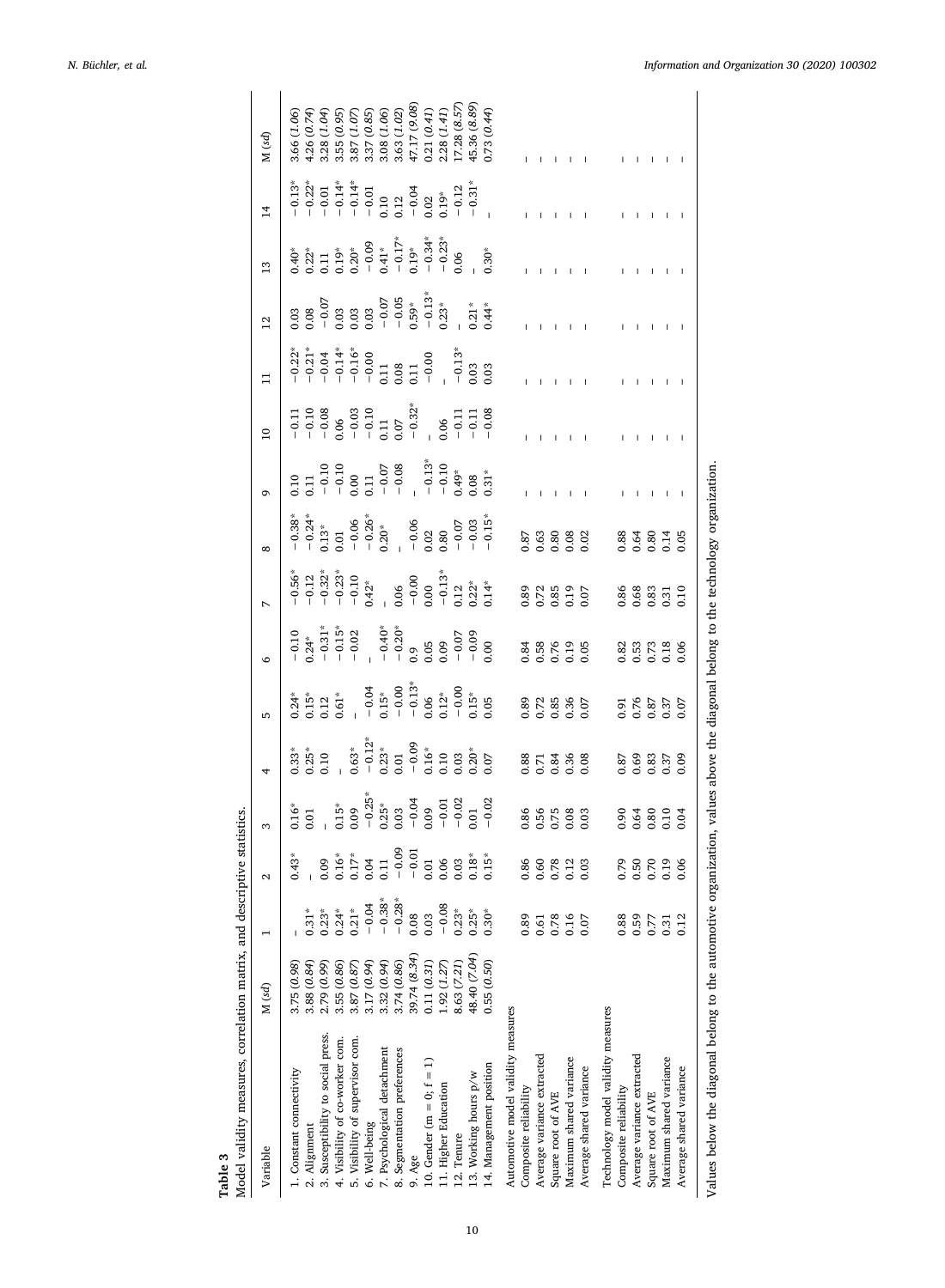**Table 3**
Model validity measures, correlation matrix, and descriptive statistics.

| Variable | M (*sd*) | 1 | 2 | 3 | 4 | 5 | 6 | 7 | 8 | 9 | 10 | 11 | 12 | 13 | 14 | M (*sd*) |
|---|---|---|---|---|---|---|---|---|---|---|---|---|---|---|---|---|
| 1. Constant connectivity | 3.75 (*0.98*) | – | 0.43* | 0.16* | 0.33* | 0.24* | −0.10 | −0.56* | −0.38* | 0.10 | −0.11 | −0.22* | 0.03 | 0.40* | −0.13* | 3.66 (*1.06*) |
| 2. Alignment | 3.88 (*0.84*) | 0.31* | – | 0.01 | 0.25* | 0.15* | 0.24* | −0.12 | −0.24* | 0.11 | −0.10 | −0.21* | 0.08 | 0.22* | −0.22* | 4.26 (*0.74*) |
| 3. Susceptibility to social press. | 2.79 (*0.99*) | 0.23* | 0.09 | – | 0.10 | 0.12 | −0.31* | −0.32* | 0.13* | −0.10 | −0.08 | −0.04 | −0.07 | 0.11 | −0.01 | 3.28 (*1.04*) |
| 4. Visibility of co-worker com. | 3.55 (*0.86*) | 0.24* | 0.16* | 0.15* | – | 0.61* | −0.15* | −0.23* | 0.01 | −0.10 | 0.06 | −0.14* | 0.03 | 0.19* | −0.14* | 3.55 (*0.95*) |
| 5. Visibility of supervisor com. | 3.87 (*0.87*) | 0.21* | 0.17* | 0.09 | 0.63* | – | −0.02 | −0.10 | −0.06 | 0.00 | −0.03 | −0.16* | 0.03 | 0.20* | −0.14* | 3.87 (*1.07*) |
| 6. Well-being | 3.17 (*0.94*) | −0.04 | 0.04 | −0.25* | −0.12* | −0.04 | – | 0.42* | −0.26* | 0.11 | −0.10 | −0.00 | 0.03 | −0.09 | −0.01 | 3.37 (*0.85*) |
| 7. Psychological detachment | 3.32 (*0.94*) | −0.38* | 0.11 | 0.25* | 0.23* | 0.15* | −0.40* | – | 0.20* | −0.07 | 0.11 | 0.11 | −0.07 | 0.41* | 0.10 | 3.08 (*1.06*) |
| 8. Segmentation preferences | 3.74 (*0.86*) | −0.28* | −0.09 | 0.03 | 0.01 | −0.00 | −0.20* | 0.06 | – | −0.08 | 0.07 | 0.08 | −0.05 | −0.17* | 0.12 | 3.63 (*1.02*) |
| 9. Age | 39.74 (*8.34*) | 0.08 | −0.01 | −0.04 | −0.09 | −0.13* | 0.9 | −0.00 | −0.06 | – | −0.32* | 0.11 | 0.59* | 0.19* | −0.04 | 47.17 (*9.08*) |
| 10. Gender (m = 0; f = 1) | 0.11 (*0.31*) | 0.03 | 0.01 | 0.09 | 0.16* | 0.06 | 0.05 | 0.00 | 0.02 | −0.13* | – | −0.00 | −0.13* | −0.34* | 0.02 | 0.21 (*0.41*) |
| 11. Higher Education | 1.92 (*1.27*) | −0.08 | 0.06 | −0.01 | 0.10 | 0.12* | 0.09 | −0.13* | 0.80 | −0.10 | 0.06 | – | 0.23* | −0.23* | 0.19* | 2.28 (*1.41*) |
| 12. Tenure | 8.63 (*7.21*) | 0.23* | 0.03 | −0.02 | 0.03 | −0.00 | −0.07 | 0.12 | −0.07 | 0.49* | −0.11 | −0.13* | – | 0.06 | −0.12 | 17.28 (*8.57*) |
| 13. Working hours p/w | 48.40 (*7.04*) | 0.25* | 0.18* | 0.01 | 0.20* | 0.15* | −0.09 | 0.22* | −0.03 | 0.08 | −0.11 | 0.03 | 0.21* | – | −0.31* | 45.36 (*8.89*) |
| 14. Management position | 0.55 (*0.50*) | 0.30* | 0.15* | −0.02 | 0.07 | 0.05 | 0.00 | 0.14* | −0.15* | 0.31* | −0.08 | 0.03 | 0.44* | 0.30* | – | 0.73 (*0.44*) |
| Automotive model validity measures | | | | | | | | | | | | | | | | |
| Composite reliability | | 0.89 | 0.86 | 0.86 | 0.88 | 0.89 | 0.84 | 0.89 | 0.87 | – | – | – | – | – | – | – |
| Average variance extracted | | 0.61 | 0.60 | 0.56 | 0.71 | 0.72 | 0.58 | 0.72 | 0.63 | – | – | – | – | – | – | – |
| Square root of AVE | | 0.78 | 0.78 | 0.75 | 0.84 | 0.85 | 0.76 | 0.85 | 0.80 | – | – | – | – | – | – | – |
| Maximum shared variance | | 0.16 | 0.12 | 0.08 | 0.36 | 0.36 | 0.19 | 0.19 | 0.08 | – | – | – | – | – | – | – |
| Average shared variance | | 0.07 | 0.03 | 0.03 | 0.08 | 0.07 | 0.05 | 0.07 | 0.02 | – | – | – | – | – | – | – |
| Technology model validity measures | | | | | | | | | | | | | | | | |
| Composite reliability | | 0.88 | 0.79 | 0.90 | 0.87 | 0.91 | 0.82 | 0.86 | 0.88 | – | – | – | – | – | – | – |
| Average variance extracted | | 0.59 | 0.50 | 0.64 | 0.69 | 0.76 | 0.53 | 0.68 | 0.64 | – | – | – | – | – | – | – |
| Square root of AVE | | 0.77 | 0.70 | 0.80 | 0.83 | 0.87 | 0.73 | 0.83 | 0.80 | – | – | – | – | – | – | – |
| Maximum shared variance | | 0.31 | 0.19 | 0.10 | 0.37 | 0.37 | 0.18 | 0.31 | 0.14 | – | – | – | – | – | – | – |
| Average shared variance | | 0.12 | 0.06 | 0.04 | 0.09 | 0.07 | 0.06 | 0.10 | 0.05 | – | – | – | – | – | – | – |

Values below the diagonal belong to the automotive organization, values above the diagonal belong to the technology organization.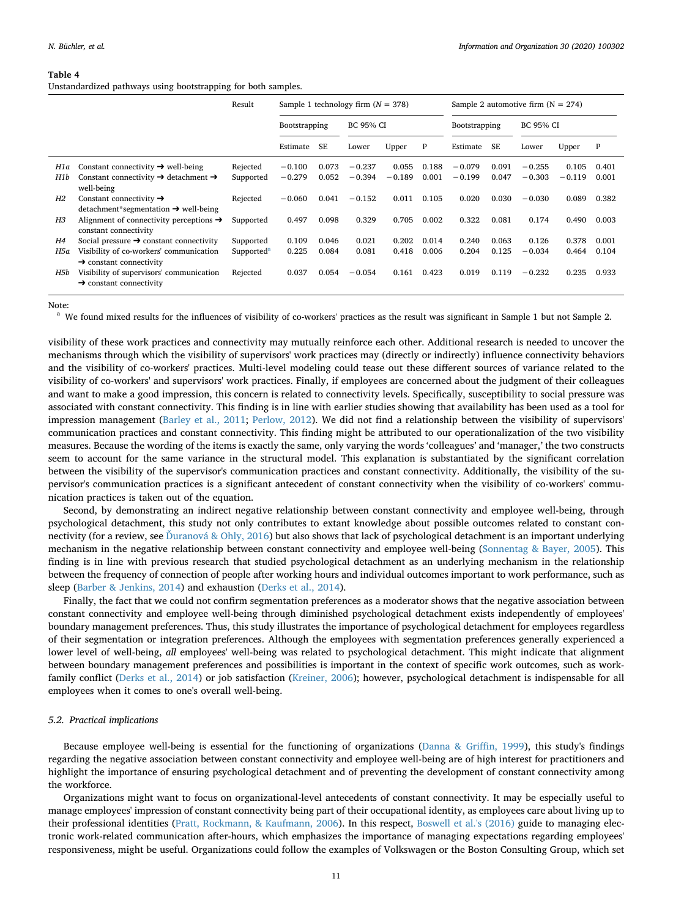**Table 4**
Unstandardized pathways using bootstrapping for both samples.

| | | Result | Sample 1 technology firm (N = 378) | | | | | Sample 2 automotive firm (N = 274) | | | | |
|---|---|---|---|---|---|---|---|---|---|---|---|---|
| | | | Bootstrapping | | BC 95% CI | | | Bootstrapping | | BC 95% CI | | |
| | | | Estimate | SE | Lower | Upper | P | Estimate | SE | Lower | Upper | P |
| *H1a* | Constant connectivity ➔ well-being | Rejected | −0.100 | 0.073 | −0.237 | 0.055 | 0.188 | −0.079 | 0.091 | −0.255 | 0.105 | 0.401 |
| *H1b* | Constant connectivity ➔ detachment ➔ well-being | Supported | −0.279 | 0.052 | −0.394 | −0.189 | 0.001 | −0.199 | 0.047 | −0.303 | −0.119 | 0.001 |
| *H2* | Constant connectivity ➔ detachment*segmentation ➔ well-being | Rejected | −0.060 | 0.041 | −0.152 | 0.011 | 0.105 | 0.020 | 0.030 | −0.030 | 0.089 | 0.382 |
| *H3* | Alignment of connectivity perceptions ➔ constant connectivity | Supported | 0.497 | 0.098 | 0.329 | 0.705 | 0.002 | 0.322 | 0.081 | 0.174 | 0.490 | 0.003 |
| *H4* | Social pressure ➔ constant connectivity | Supported | 0.109 | 0.046 | 0.021 | 0.202 | 0.014 | 0.240 | 0.063 | 0.126 | 0.378 | 0.001 |
| *H5a* | Visibility of co-workers' communication ➔ constant connectivity | Supported[a] | 0.225 | 0.084 | 0.081 | 0.418 | 0.006 | 0.204 | 0.125 | −0.034 | 0.464 | 0.104 |
| *H5b* | Visibility of supervisors' communication ➔ constant connectivity | Rejected | 0.037 | 0.054 | −0.054 | 0.161 | 0.423 | 0.019 | 0.119 | −0.232 | 0.235 | 0.933 |

Note:
[a] We found mixed results for the influences of visibility of co-workers' practices as the result was significant in Sample 1 but not Sample 2.

visibility of these work practices and connectivity may mutually reinforce each other. Additional research is needed to uncover the mechanisms through which the visibility of supervisors' work practices may (directly or indirectly) influence connectivity behaviors and the visibility of co-workers' practices. Multi-level modeling could tease out these different sources of variance related to the visibility of co-workers' and supervisors' work practices. Finally, if employees are concerned about the judgment of their colleagues and want to make a good impression, this concern is related to connectivity levels. Specifically, susceptibility to social pressure was associated with constant connectivity. This finding is in line with earlier studies showing that availability has been used as a tool for impression management (Barley et al., 2011; Perlow, 2012). We did not find a relationship between the visibility of supervisors' communication practices and constant connectivity. This finding might be attributed to our operationalization of the two visibility measures. Because the wording of the items is exactly the same, only varying the words 'colleagues' and 'manager,' the two constructs seem to account for the same variance in the structural model. This explanation is substantiated by the significant correlation between the visibility of the supervisor's communication practices and constant connectivity. Additionally, the visibility of the supervisor's communication practices is a significant antecedent of constant connectivity when the visibility of co-workers' communication practices is taken out of the equation.

Second, by demonstrating an indirect negative relationship between constant connectivity and employee well-being, through psychological detachment, this study not only contributes to extant knowledge about possible outcomes related to constant connectivity (for a review, see Ďuranová & Ohly, 2016) but also shows that lack of psychological detachment is an important underlying mechanism in the negative relationship between constant connectivity and employee well-being (Sonnentag & Bayer, 2005). This finding is in line with previous research that studied psychological detachment as an underlying mechanism in the relationship between the frequency of connection of people after working hours and individual outcomes important to work performance, such as sleep (Barber & Jenkins, 2014) and exhaustion (Derks et al., 2014).

Finally, the fact that we could not confirm segmentation preferences as a moderator shows that the negative association between constant connectivity and employee well-being through diminished psychological detachment exists independently of employees' boundary management preferences. Thus, this study illustrates the importance of psychological detachment for employees regardless of their segmentation or integration preferences. Although the employees with segmentation preferences generally experienced a lower level of well-being, *all* employees' well-being was related to psychological detachment. This might indicate that alignment between boundary management preferences and possibilities is important in the context of specific work outcomes, such as work-family conflict (Derks et al., 2014) or job satisfaction (Kreiner, 2006); however, psychological detachment is indispensable for all employees when it comes to one's overall well-being.

### *5.2. Practical implications*

Because employee well-being is essential for the functioning of organizations (Danna & Griffin, 1999), this study's findings regarding the negative association between constant connectivity and employee well-being are of high interest for practitioners and highlight the importance of ensuring psychological detachment and of preventing the development of constant connectivity among the workforce.

Organizations might want to focus on organizational-level antecedents of constant connectivity. It may be especially useful to manage employees' impression of constant connectivity being part of their occupational identity, as employees care about living up to their professional identities (Pratt, Rockmann, & Kaufmann, 2006). In this respect, Boswell et al.'s (2016) guide to managing electronic work-related communication after-hours, which emphasizes the importance of managing expectations regarding employees' responsiveness, might be useful. Organizations could follow the examples of Volkswagen or the Boston Consulting Group, which set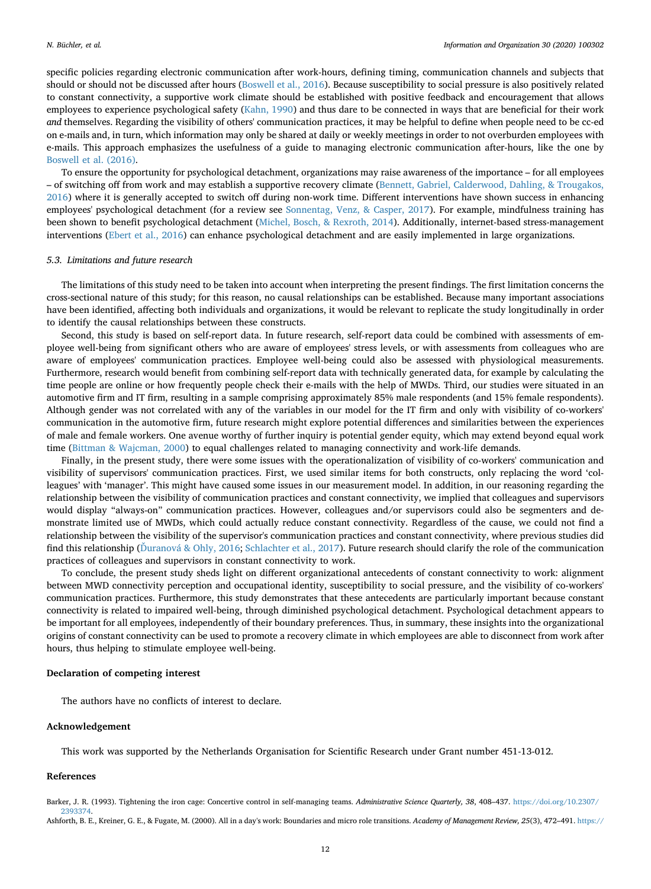specific policies regarding electronic communication after work-hours, defining timing, communication channels and subjects that should or should not be discussed after hours (Boswell et al., 2016). Because susceptibility to social pressure is also positively related to constant connectivity, a supportive work climate should be established with positive feedback and encouragement that allows employees to experience psychological safety (Kahn, 1990) and thus dare to be connected in ways that are beneficial for their work *and* themselves. Regarding the visibility of others' communication practices, it may be helpful to define when people need to be cc-ed on e-mails and, in turn, which information may only be shared at daily or weekly meetings in order to not overburden employees with e-mails. This approach emphasizes the usefulness of a guide to managing electronic communication after-hours, like the one by Boswell et al. (2016).

To ensure the opportunity for psychological detachment, organizations may raise awareness of the importance – for all employees – of switching off from work and may establish a supportive recovery climate (Bennett, Gabriel, Calderwood, Dahling, & Trougakos, 2016) where it is generally accepted to switch off during non-work time. Different interventions have shown success in enhancing employees' psychological detachment (for a review see Sonnentag, Venz, & Casper, 2017). For example, mindfulness training has been shown to benefit psychological detachment (Michel, Bosch, & Rexroth, 2014). Additionally, internet-based stress-management interventions (Ebert et al., 2016) can enhance psychological detachment and are easily implemented in large organizations.

### *5.3. Limitations and future research*

The limitations of this study need to be taken into account when interpreting the present findings. The first limitation concerns the cross-sectional nature of this study; for this reason, no causal relationships can be established. Because many important associations have been identified, affecting both individuals and organizations, it would be relevant to replicate the study longitudinally in order to identify the causal relationships between these constructs.

Second, this study is based on self-report data. In future research, self-report data could be combined with assessments of employee well-being from significant others who are aware of employees' stress levels, or with assessments from colleagues who are aware of employees' communication practices. Employee well-being could also be assessed with physiological measurements. Furthermore, research would benefit from combining self-report data with technically generated data, for example by calculating the time people are online or how frequently people check their e-mails with the help of MWDs. Third, our studies were situated in an automotive firm and IT firm, resulting in a sample comprising approximately 85% male respondents (and 15% female respondents). Although gender was not correlated with any of the variables in our model for the IT firm and only with visibility of co-workers' communication in the automotive firm, future research might explore potential differences and similarities between the experiences of male and female workers. One avenue worthy of further inquiry is potential gender equity, which may extend beyond equal work time (Bittman & Wajcman, 2000) to equal challenges related to managing connectivity and work-life demands.

Finally, in the present study, there were some issues with the operationalization of visibility of co-workers' communication and visibility of supervisors' communication practices. First, we used similar items for both constructs, only replacing the word 'colleagues' with 'manager'. This might have caused some issues in our measurement model. In addition, in our reasoning regarding the relationship between the visibility of communication practices and constant connectivity, we implied that colleagues and supervisors would display "always-on" communication practices. However, colleagues and/or supervisors could also be segmenters and demonstrate limited use of MWDs, which could actually reduce constant connectivity. Regardless of the cause, we could not find a relationship between the visibility of the supervisor's communication practices and constant connectivity, where previous studies did find this relationship (Ďuranová & Ohly, 2016; Schlachter et al., 2017). Future research should clarify the role of the communication practices of colleagues and supervisors in constant connectivity to work.

To conclude, the present study sheds light on different organizational antecedents of constant connectivity to work: alignment between MWD connectivity perception and occupational identity, susceptibility to social pressure, and the visibility of co-workers' communication practices. Furthermore, this study demonstrates that these antecedents are particularly important because constant connectivity is related to impaired well-being, through diminished psychological detachment. Psychological detachment appears to be important for all employees, independently of their boundary preferences. Thus, in summary, these insights into the organizational origins of constant connectivity can be used to promote a recovery climate in which employees are able to disconnect from work after hours, thus helping to stimulate employee well-being.

## Declaration of competing interest

The authors have no conflicts of interest to declare.

## Acknowledgement

This work was supported by the Netherlands Organisation for Scientific Research under Grant number 451-13-012.

## References

Barker, J. R. (1993). Tightening the iron cage: Concertive control in self-managing teams. *Administrative Science Quarterly, 38*, 408–437. https://doi.org/10.2307/2393374.

Ashforth, B. E., Kreiner, G. E., & Fugate, M. (2000). All in a day's work: Boundaries and micro role transitions. *Academy of Management Review, 25*(3), 472–491. https://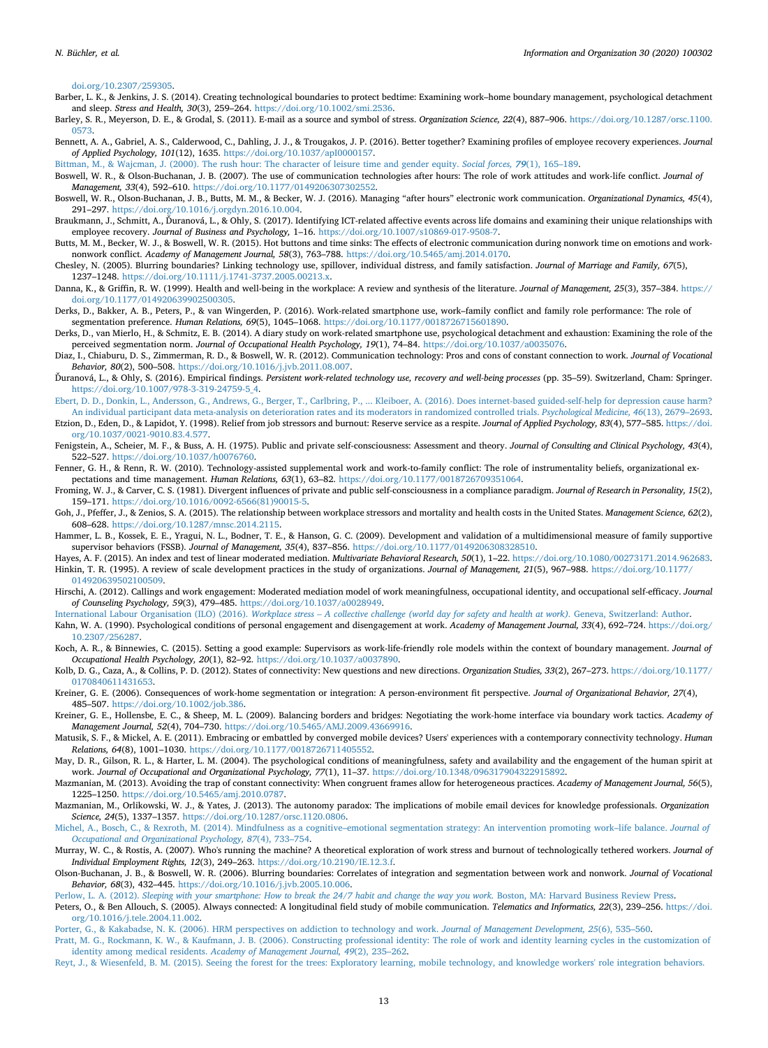doi.org/10.2307/259305.

Barber, L. K., & Jenkins, J. S. (2014). Creating technological boundaries to protect bedtime: Examining work–home boundary management, psychological detachment and sleep. *Stress and Health, 30*(3), 259–264. https://doi.org/10.1002/smi.2536.

Barley, S. R., Meyerson, D. E., & Grodal, S. (2011). E-mail as a source and symbol of stress. *Organization Science, 22*(4), 887–906. https://doi.org/10.1287/orsc.1100.0573.

Bennett, A. A., Gabriel, A. S., Calderwood, C., Dahling, J. J., & Trougakos, J. P. (2016). Better together? Examining profiles of employee recovery experiences. *Journal of Applied Psychology, 101*(12), 1635. https://doi.org/10.1037/apl0000157.

Bittman, M., & Wajcman, J. (2000). The rush hour: The character of leisure time and gender equity. *Social forces, 79*(1), 165–189.

Boswell, W. R., & Olson-Buchanan, J. B. (2007). The use of communication technologies after hours: The role of work attitudes and work-life conflict. *Journal of Management, 33*(4), 592–610. https://doi.org/10.1177/0149206307302552.

Boswell, W. R., Olson-Buchanan, J. B., Butts, M. M., & Becker, W. J. (2016). Managing "after hours" electronic work communication. *Organizational Dynamics, 45*(4), 291–297. https://doi.org/10.1016/j.orgdyn.2016.10.004.

Braukmann, J., Schmitt, A., Ďuranová, L., & Ohly, S. (2017). Identifying ICT-related affective events across life domains and examining their unique relationships with employee recovery. *Journal of Business and Psychology,* 1–16. https://doi.org/10.1007/s10869-017-9508-7.

Butts, M. M., Becker, W. J., & Boswell, W. R. (2015). Hot buttons and time sinks: The effects of electronic communication during nonwork time on emotions and work-nonwork conflict. *Academy of Management Journal, 58*(3), 763–788. https://doi.org/10.5465/amj.2014.0170.

Chesley, N. (2005). Blurring boundaries? Linking technology use, spillover, individual distress, and family satisfaction. *Journal of Marriage and Family, 67*(5), 1237–1248. https://doi.org/10.1111/j.1741-3737.2005.00213.x.

Danna, K., & Griffin, R. W. (1999). Health and well-being in the workplace: A review and synthesis of the literature. *Journal of Management, 25*(3), 357–384. https://doi.org/10.1177/014920639902500305.

Derks, D., Bakker, A. B., Peters, P., & van Wingerden, P. (2016). Work-related smartphone use, work–family conflict and family role performance: The role of segmentation preference. *Human Relations, 69*(5), 1045–1068. https://doi.org/10.1177/0018726715601890.

Derks, D., van Mierlo, H., & Schmitz, E. B. (2014). A diary study on work-related smartphone use, psychological detachment and exhaustion: Examining the role of the perceived segmentation norm. *Journal of Occupational Health Psychology, 19*(1), 74–84. https://doi.org/10.1037/a0035076.

Diaz, I., Chiaburu, D. S., Zimmerman, R. D., & Boswell, W. R. (2012). Communication technology: Pros and cons of constant connection to work. *Journal of Vocational Behavior, 80*(2), 500–508. https://doi.org/10.1016/j.jvb.2011.08.007.

Ďuranová, L., & Ohly, S. (2016). Empirical findings. *Persistent work-related technology use, recovery and well-being processes* (pp. 35–59). Switzerland, Cham: Springer. https://doi.org/10.1007/978-3-319-24759-5_4.

Ebert, D. D., Donkin, L., Andersson, G., Andrews, G., Berger, T., Carlbring, P., ... Kleiboer, A. (2016). Does internet-based guided-self-help for depression cause harm? An individual participant data meta-analysis on deterioration rates and its moderators in randomized controlled trials. *Psychological Medicine, 46*(13), 2679–2693.

Etzion, D., Eden, D., & Lapidot, Y. (1998). Relief from job stressors and burnout: Reserve service as a respite. *Journal of Applied Psychology, 83*(4), 577–585. https://doi.org/10.1037/0021-9010.83.4.577.

Fenigstein, A., Scheier, M. F., & Buss, A. H. (1975). Public and private self-consciousness: Assessment and theory. *Journal of Consulting and Clinical Psychology, 43*(4), 522–527. https://doi.org/10.1037/h0076760.

Fenner, G. H., & Renn, R. W. (2010). Technology-assisted supplemental work and work-to-family conflict: The role of instrumentality beliefs, organizational expectations and time management. *Human Relations, 63*(1), 63–82. https://doi.org/10.1177/0018726709351064.

Froming, W. J., & Carver, C. S. (1981). Divergent influences of private and public self-consciousness in a compliance paradigm. *Journal of Research in Personality, 15*(2), 159–171. https://doi.org/10.1016/0092-6566(81)90015-5.

Goh, J., Pfeffer, J., & Zenios, S. A. (2015). The relationship between workplace stressors and mortality and health costs in the United States. *Management Science, 62*(2), 608–628. https://doi.org/10.1287/mnsc.2014.2115.

Hammer, L. B., Kossek, E. E., Yragui, N. L., Bodner, T. E., & Hanson, G. C. (2009). Development and validation of a multidimensional measure of family supportive supervisor behaviors (FSSB). *Journal of Management, 35*(4), 837–856. https://doi.org/10.1177/0149206308328510.

Hayes, A. F. (2015). An index and test of linear moderated mediation. *Multivariate Behavioral Research, 50*(1), 1–22. https://doi.org/10.1080/00273171.2014.962683.

Hinkin, T. R. (1995). A review of scale development practices in the study of organizations. *Journal of Management, 21*(5), 967–988. https://doi.org/10.1177/014920639502100509.

Hirschi, A. (2012). Callings and work engagement: Moderated mediation model of work meaningfulness, occupational identity, and occupational self-efficacy. *Journal of Counseling Psychology, 59*(3), 479–485. https://doi.org/10.1037/a0028949.

International Labour Organisation (ILO) (2016). *Workplace stress – A collective challenge (world day for safety and health at work).* Geneva, Switzerland: Author.

Kahn, W. A. (1990). Psychological conditions of personal engagement and disengagement at work. *Academy of Management Journal, 33*(4), 692–724. https://doi.org/10.2307/256287.

Koch, A. R., & Binnewies, C. (2015). Setting a good example: Supervisors as work-life-friendly role models within the context of boundary management. *Journal of Occupational Health Psychology, 20*(1), 82–92. https://doi.org/10.1037/a0037890.

Kolb, D. G., Caza, A., & Collins, P. D. (2012). States of connectivity: New questions and new directions. *Organization Studies, 33*(2), 267–273. https://doi.org/10.1177/0170840611431653.

Kreiner, G. E. (2006). Consequences of work-home segmentation or integration: A person-environment fit perspective. *Journal of Organizational Behavior, 27*(4), 485–507. https://doi.org/10.1002/job.386.

Kreiner, G. E., Hollensbe, E. C., & Sheep, M. L. (2009). Balancing borders and bridges: Negotiating the work-home interface via boundary work tactics. *Academy of Management Journal, 52*(4), 704–730. https://doi.org/10.5465/AMJ.2009.43669916.

Matusik, S. F., & Mickel, A. E. (2011). Embracing or embattled by converged mobile devices? Users' experiences with a contemporary connectivity technology. *Human Relations, 64*(8), 1001–1030. https://doi.org/10.1177/0018726711405552.

May, D. R., Gilson, R. L., & Harter, L. M. (2004). The psychological conditions of meaningfulness, safety and availability and the engagement of the human spirit at work. *Journal of Occupational and Organizational Psychology, 77*(1), 11–37. https://doi.org/10.1348/096317904322915892.

Mazmanian, M. (2013). Avoiding the trap of constant connectivity: When congruent frames allow for heterogeneous practices. *Academy of Management Journal, 56*(5), 1225–1250. https://doi.org/10.5465/amj.2010.0787.

Mazmanian, M., Orlikowski, W. J., & Yates, J. (2013). The autonomy paradox: The implications of mobile email devices for knowledge professionals. *Organization Science, 24*(5), 1337–1357. https://doi.org/10.1287/orsc.1120.0806.

Michel, A., Bosch, C., & Rexroth, M. (2014). Mindfulness as a cognitive–emotional segmentation strategy: An intervention promoting work–life balance. *Journal of Occupational and Organizational Psychology, 87*(4), 733–754.

Murray, W. C., & Rostis, A. (2007). Who's running the machine? A theoretical exploration of work stress and burnout of technologically tethered workers. *Journal of Individual Employment Rights, 12*(3), 249–263. https://doi.org/10.2190/IE.12.3.f.

Olson-Buchanan, J. B., & Boswell, W. R. (2006). Blurring boundaries: Correlates of integration and segmentation between work and nonwork. *Journal of Vocational Behavior, 68*(3), 432–445. https://doi.org/10.1016/j.jvb.2005.10.006.

Perlow, L. A. (2012). *Sleeping with your smartphone: How to break the 24/7 habit and change the way you work.* Boston, MA: Harvard Business Review Press.

Peters, O., & Ben Allouch, S. (2005). Always connected: A longitudinal field study of mobile communication. *Telematics and Informatics, 22*(3), 239–256. https://doi.org/10.1016/j.tele.2004.11.002.

Porter, G., & Kakabadse, N. K. (2006). HRM perspectives on addiction to technology and work. *Journal of Management Development, 25*(6), 535–560.

Pratt, M. G., Rockmann, K. W., & Kaufmann, J. B. (2006). Constructing professional identity: The role of work and identity learning cycles in the customization of identity among medical residents. *Academy of Management Journal, 49*(2), 235–262.

Reyt, J., & Wiesenfeld, B. M. (2015). Seeing the forest for the trees: Exploratory learning, mobile technology, and knowledge workers' role integration behaviors.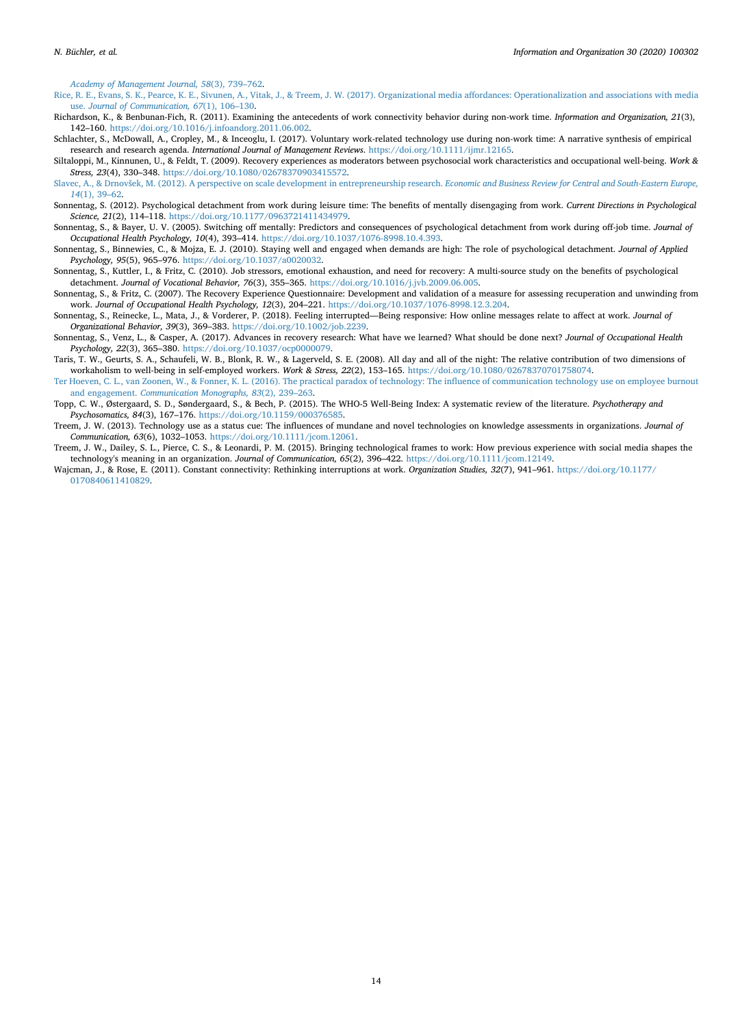*Academy of Management Journal, 58*(3), 739–762.

Rice, R. E., Evans, S. K., Pearce, K. E., Sivunen, A., Vitak, J., & Treem, J. W. (2017). Organizational media affordances: Operationalization and associations with media use. *Journal of Communication, 67*(1), 106–130.

Richardson, K., & Benbunan-Fich, R. (2011). Examining the antecedents of work connectivity behavior during non-work time. *Information and Organization, 21*(3), 142–160. https://doi.org/10.1016/j.infoandorg.2011.06.002.

Schlachter, S., McDowall, A., Cropley, M., & Inceoglu, I. (2017). Voluntary work-related technology use during non-work time: A narrative synthesis of empirical research and research agenda. *International Journal of Management Reviews*. https://doi.org/10.1111/ijmr.12165.

Siltaloppi, M., Kinnunen, U., & Feldt, T. (2009). Recovery experiences as moderators between psychosocial work characteristics and occupational well-being. *Work & Stress, 23*(4), 330–348. https://doi.org/10.1080/02678370903415572.

Slavec, A., & Drnovšek, M. (2012). A perspective on scale development in entrepreneurship research. *Economic and Business Review for Central and South-Eastern Europe, 14*(1), 39–62.

Sonnentag, S. (2012). Psychological detachment from work during leisure time: The benefits of mentally disengaging from work. *Current Directions in Psychological Science, 21*(2), 114–118. https://doi.org/10.1177/0963721411434979.

Sonnentag, S., & Bayer, U. V. (2005). Switching off mentally: Predictors and consequences of psychological detachment from work during off-job time. *Journal of Occupational Health Psychology, 10*(4), 393–414. https://doi.org/10.1037/1076-8998.10.4.393.

Sonnentag, S., Binnewies, C., & Mojza, E. J. (2010). Staying well and engaged when demands are high: The role of psychological detachment. *Journal of Applied Psychology, 95*(5), 965–976. https://doi.org/10.1037/a0020032.

Sonnentag, S., Kuttler, I., & Fritz, C. (2010). Job stressors, emotional exhaustion, and need for recovery: A multi-source study on the benefits of psychological detachment. *Journal of Vocational Behavior, 76*(3), 355–365. https://doi.org/10.1016/j.jvb.2009.06.005.

Sonnentag, S., & Fritz, C. (2007). The Recovery Experience Questionnaire: Development and validation of a measure for assessing recuperation and unwinding from work. *Journal of Occupational Health Psychology, 12*(3), 204–221. https://doi.org/10.1037/1076-8998.12.3.204.

Sonnentag, S., Reinecke, L., Mata, J., & Vorderer, P. (2018). Feeling interrupted—Being responsive: How online messages relate to affect at work. *Journal of Organizational Behavior, 39*(3), 369–383. https://doi.org/10.1002/job.2239.

Sonnentag, S., Venz, L., & Casper, A. (2017). Advances in recovery research: What have we learned? What should be done next? *Journal of Occupational Health Psychology, 22*(3), 365–380. https://doi.org/10.1037/ocp0000079.

Taris, T. W., Geurts, S. A., Schaufeli, W. B., Blonk, R. W., & Lagerveld, S. E. (2008). All day and all of the night: The relative contribution of two dimensions of workaholism to well-being in self-employed workers. *Work & Stress, 22*(2), 153–165. https://doi.org/10.1080/02678370701758074.

Ter Hoeven, C. L., van Zoonen, W., & Fonner, K. L. (2016). The practical paradox of technology: The influence of communication technology use on employee burnout and engagement. *Communication Monographs, 83*(2), 239–263.

Topp, C. W., Østergaard, S. D., Søndergaard, S., & Bech, P. (2015). The WHO-5 Well-Being Index: A systematic review of the literature. *Psychotherapy and Psychosomatics, 84*(3), 167–176. https://doi.org/10.1159/000376585.

Treem, J. W. (2013). Technology use as a status cue: The influences of mundane and novel technologies on knowledge assessments in organizations. *Journal of Communication, 63*(6), 1032–1053. https://doi.org/10.1111/jcom.12061.

Treem, J. W., Dailey, S. L., Pierce, C. S., & Leonardi, P. M. (2015). Bringing technological frames to work: How previous experience with social media shapes the technology's meaning in an organization. *Journal of Communication, 65*(2), 396–422. https://doi.org/10.1111/jcom.12149.

Wajcman, J., & Rose, E. (2011). Constant connectivity: Rethinking interruptions at work. *Organization Studies, 32*(7), 941–961. https://doi.org/10.1177/0170840611410829.